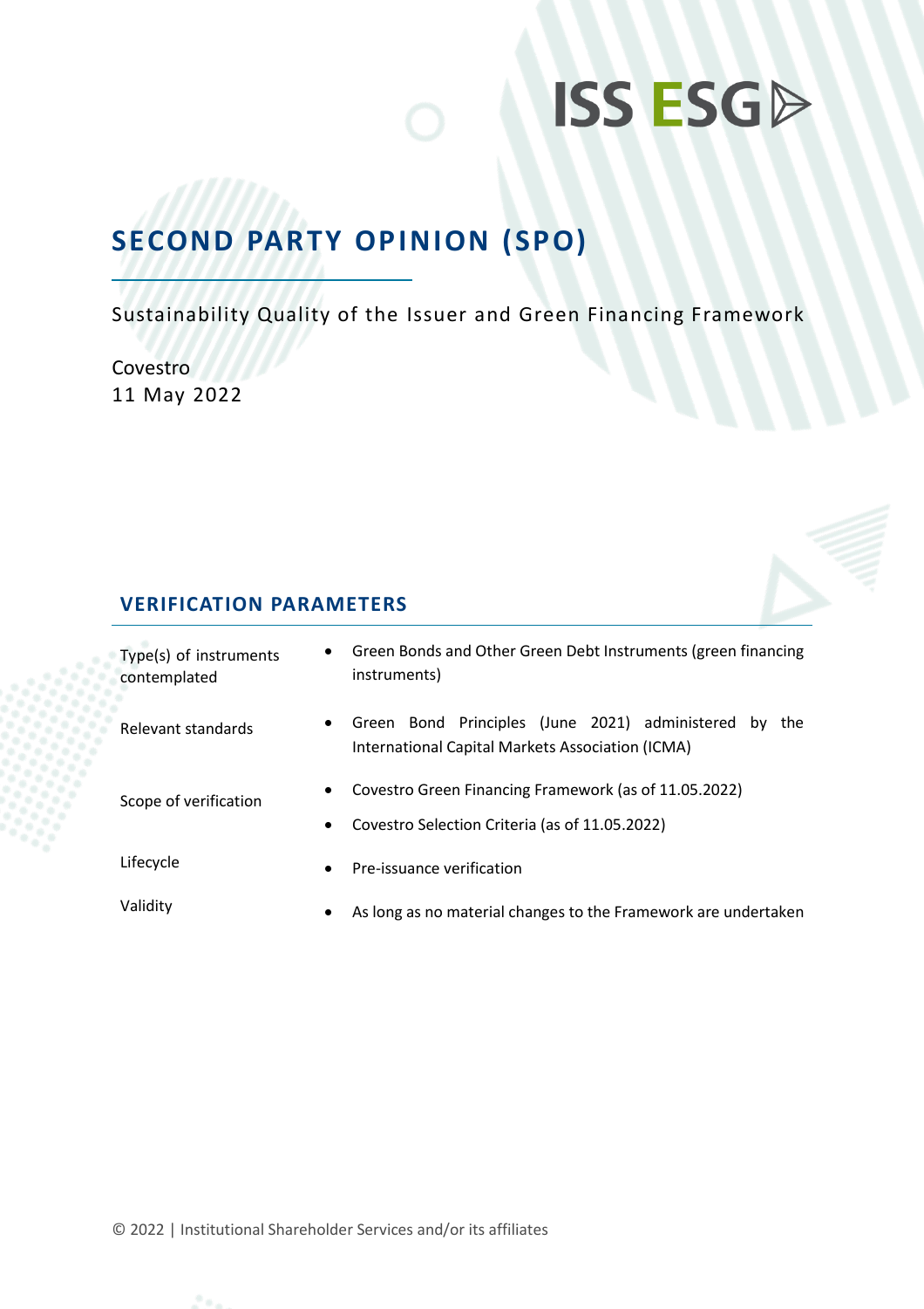ISS ESG

# SECOND PARTY OPINION (SPO)

Sustainability Quality of the Issuer and Green Financing Framework

Covestro
11 May 2022

## VERIFICATION PARAMETERS

| | |
|---|---|
| Type(s) of instruments contemplated | • Green Bonds and Other Green Debt Instruments (green financing instruments) |
| Relevant standards | • Green Bond Principles (June 2021) administered by the International Capital Markets Association (ICMA) |
| Scope of verification | • Covestro Green Financing Framework (as of 11.05.2022)<br>• Covestro Selection Criteria (as of 11.05.2022) |
| Lifecycle | • Pre-issuance verification |
| Validity | • As long as no material changes to the Framework are undertaken |

© 2022 | Institutional Shareholder Services and/or its affiliates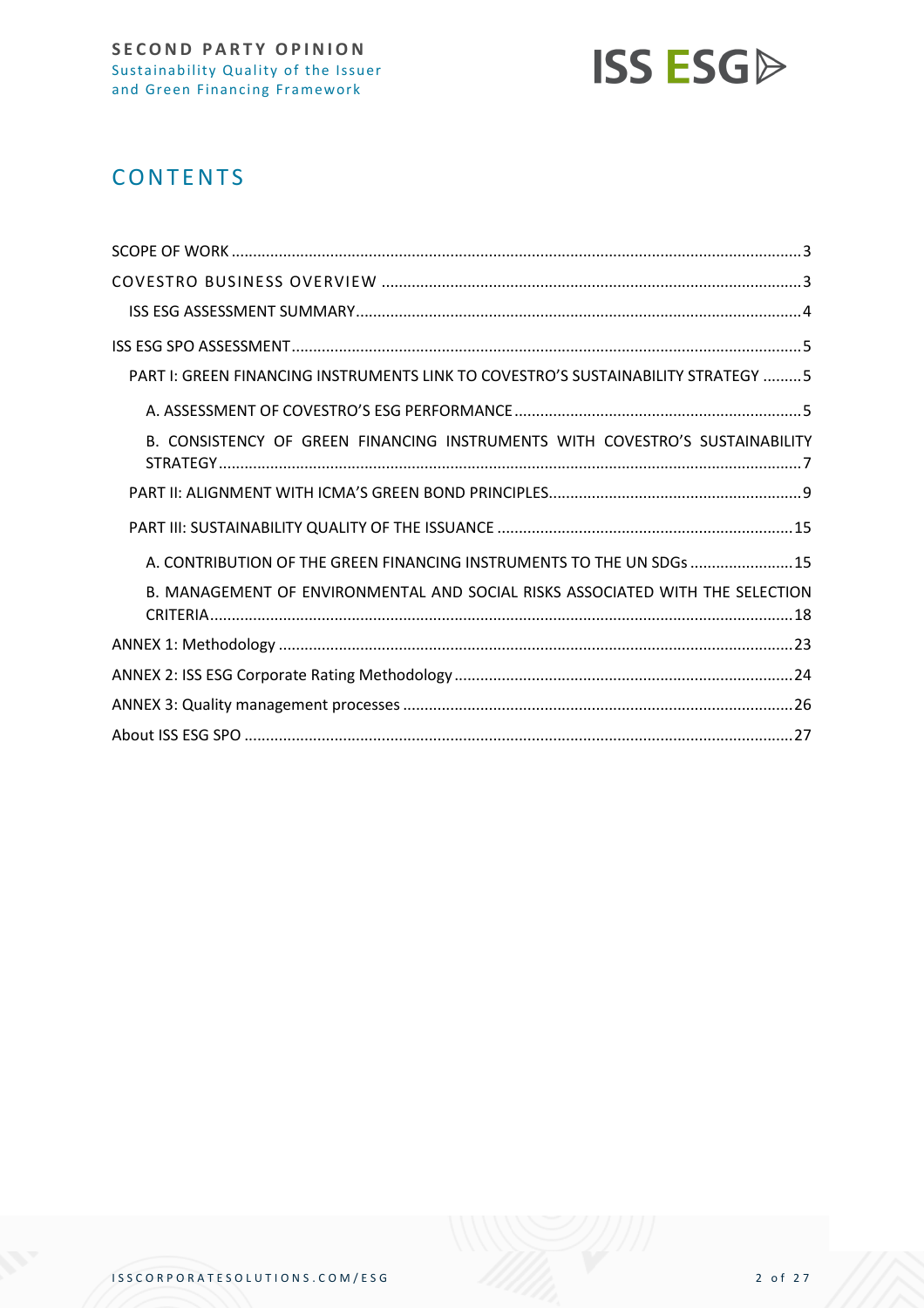# CONTENTS

- SCOPE OF WORK ........ 3
- COVESTRO BUSINESS OVERVIEW ........ 3
  - ISS ESG ASSESSMENT SUMMARY ........ 4
- ISS ESG SPO ASSESSMENT ........ 5
  - PART I: GREEN FINANCING INSTRUMENTS LINK TO COVESTRO'S SUSTAINABILITY STRATEGY ........ 5
    - A. ASSESSMENT OF COVESTRO'S ESG PERFORMANCE ........ 5
    - B. CONSISTENCY OF GREEN FINANCING INSTRUMENTS WITH COVESTRO'S SUSTAINABILITY STRATEGY ........ 7
  - PART II: ALIGNMENT WITH ICMA'S GREEN BOND PRINCIPLES ........ 9
  - PART III: SUSTAINABILITY QUALITY OF THE ISSUANCE ........ 15
    - A. CONTRIBUTION OF THE GREEN FINANCING INSTRUMENTS TO THE UN SDGs ........ 15
    - B. MANAGEMENT OF ENVIRONMENTAL AND SOCIAL RISKS ASSOCIATED WITH THE SELECTION CRITERIA ........ 18
- ANNEX 1: Methodology ........ 23
- ANNEX 2: ISS ESG Corporate Rating Methodology ........ 24
- ANNEX 3: Quality management processes ........ 26
- About ISS ESG SPO ........ 27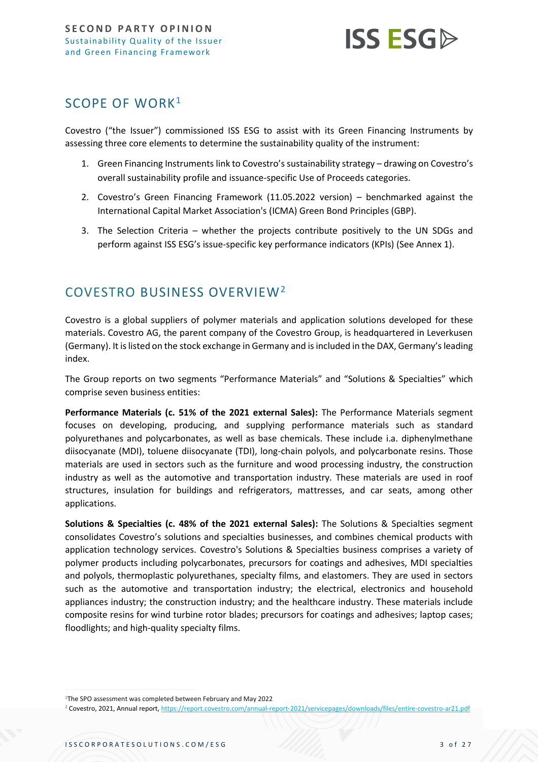## SCOPE OF WORK[1]

Covestro ("the Issuer") commissioned ISS ESG to assist with its Green Financing Instruments by assessing three core elements to determine the sustainability quality of the instrument:

1. Green Financing Instruments link to Covestro's sustainability strategy – drawing on Covestro's overall sustainability profile and issuance-specific Use of Proceeds categories.
2. Covestro's Green Financing Framework (11.05.2022 version) – benchmarked against the International Capital Market Association's (ICMA) Green Bond Principles (GBP).
3. The Selection Criteria – whether the projects contribute positively to the UN SDGs and perform against ISS ESG's issue-specific key performance indicators (KPIs) (See Annex 1).

## COVESTRO BUSINESS OVERVIEW[2]

Covestro is a global suppliers of polymer materials and application solutions developed for these materials. Covestro AG, the parent company of the Covestro Group, is headquartered in Leverkusen (Germany). It is listed on the stock exchange in Germany and is included in the DAX, Germany's leading index.

The Group reports on two segments "Performance Materials" and "Solutions & Specialties" which comprise seven business entities:

**Performance Materials (c. 51% of the 2021 external Sales):** The Performance Materials segment focuses on developing, producing, and supplying performance materials such as standard polyurethanes and polycarbonates, as well as base chemicals. These include i.a. diphenylmethane diisocyanate (MDI), toluene diisocyanate (TDI), long-chain polyols, and polycarbonate resins. Those materials are used in sectors such as the furniture and wood processing industry, the construction industry as well as the automotive and transportation industry. These materials are used in roof structures, insulation for buildings and refrigerators, mattresses, and car seats, among other applications.

**Solutions & Specialties (c. 48% of the 2021 external Sales):** The Solutions & Specialties segment consolidates Covestro's solutions and specialties businesses, and combines chemical products with application technology services. Covestro's Solutions & Specialties business comprises a variety of polymer products including polycarbonates, precursors for coatings and adhesives, MDI specialties and polyols, thermoplastic polyurethanes, specialty films, and elastomers. They are used in sectors such as the automotive and transportation industry; the electrical, electronics and household appliances industry; the construction industry; and the healthcare industry. These materials include composite resins for wind turbine rotor blades; precursors for coatings and adhesives; laptop cases; floodlights; and high-quality specialty films.

[1] The SPO assessment was completed between February and May 2022

[2] Covestro, 2021, Annual report, https://report.covestro.com/annual-report-2021/servicepages/downloads/files/entire-covestro-ar21.pdf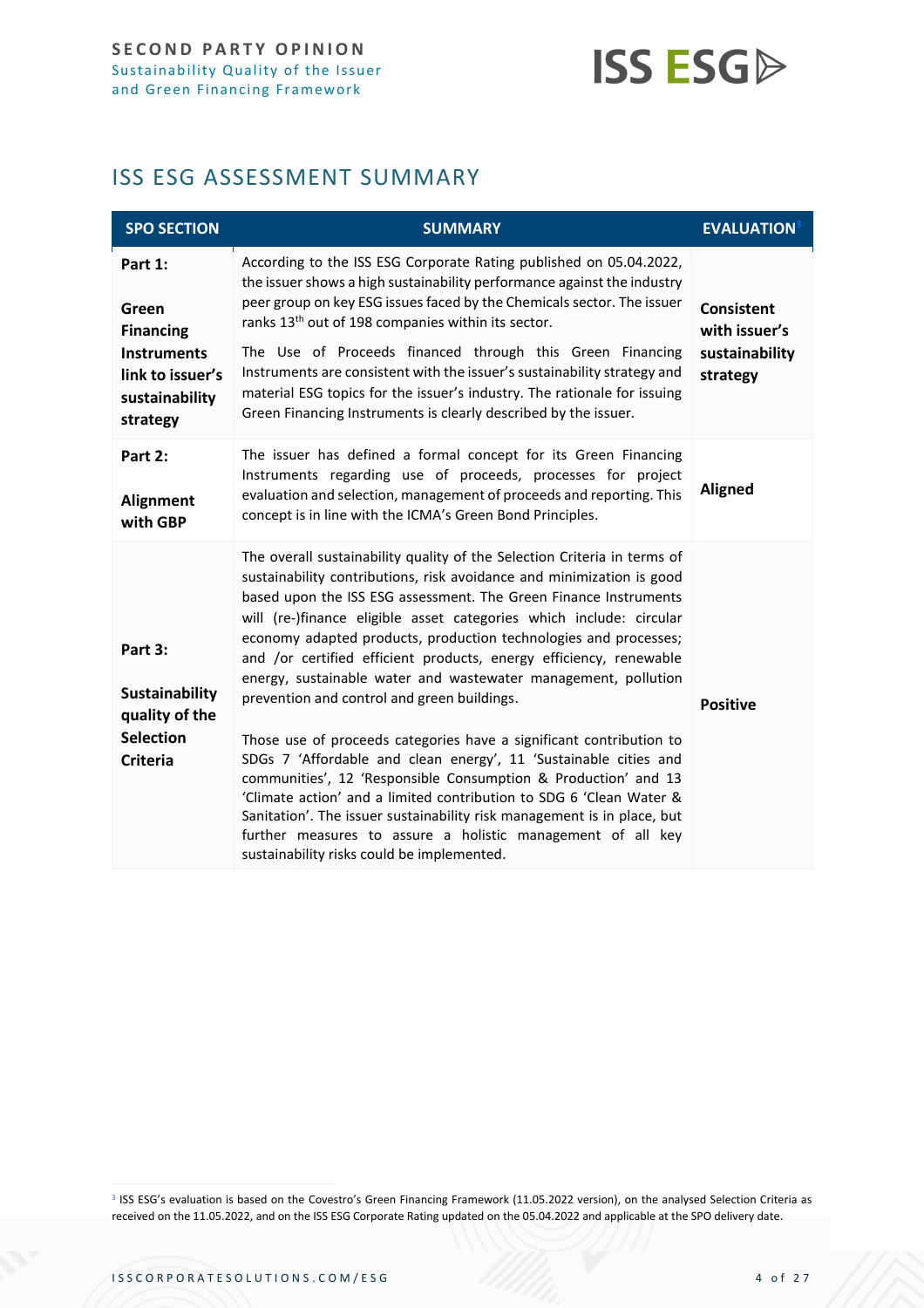## ISS ESG ASSESSMENT SUMMARY

| SPO SECTION | SUMMARY | EVALUATION[3] |
|---|---|---|
| **Part 1: Green Financing Instruments link to issuer's sustainability strategy** | According to the ISS ESG Corporate Rating published on 05.04.2022, the issuer shows a high sustainability performance against the industry peer group on key ESG issues faced by the Chemicals sector. The issuer ranks 13th out of 198 companies within its sector. The Use of Proceeds financed through this Green Financing Instruments are consistent with the issuer's sustainability strategy and material ESG topics for the issuer's industry. The rationale for issuing Green Financing Instruments is clearly described by the issuer. | **Consistent with issuer's sustainability strategy** |
| **Part 2: Alignment with GBP** | The issuer has defined a formal concept for its Green Financing Instruments regarding use of proceeds, processes for project evaluation and selection, management of proceeds and reporting. This concept is in line with the ICMA's Green Bond Principles. | **Aligned** |
| **Part 3: Sustainability quality of the Selection Criteria** | The overall sustainability quality of the Selection Criteria in terms of sustainability contributions, risk avoidance and minimization is good based upon the ISS ESG assessment. The Green Finance Instruments will (re-)finance eligible asset categories which include: circular economy adapted products, production technologies and processes; and /or certified efficient products, energy efficiency, renewable energy, sustainable water and wastewater management, pollution prevention and control and green buildings. Those use of proceeds categories have a significant contribution to SDGs 7 'Affordable and clean energy', 11 'Sustainable cities and communities', 12 'Responsible Consumption & Production' and 13 'Climate action' and a limited contribution to SDG 6 'Clean Water & Sanitation'. The issuer sustainability risk management is in place, but further measures to assure a holistic management of all key sustainability risks could be implemented. | **Positive** |

[3] ISS ESG's evaluation is based on the Covestro's Green Financing Framework (11.05.2022 version), on the analysed Selection Criteria as received on the 11.05.2022, and on the ISS ESG Corporate Rating updated on the 05.04.2022 and applicable at the SPO delivery date.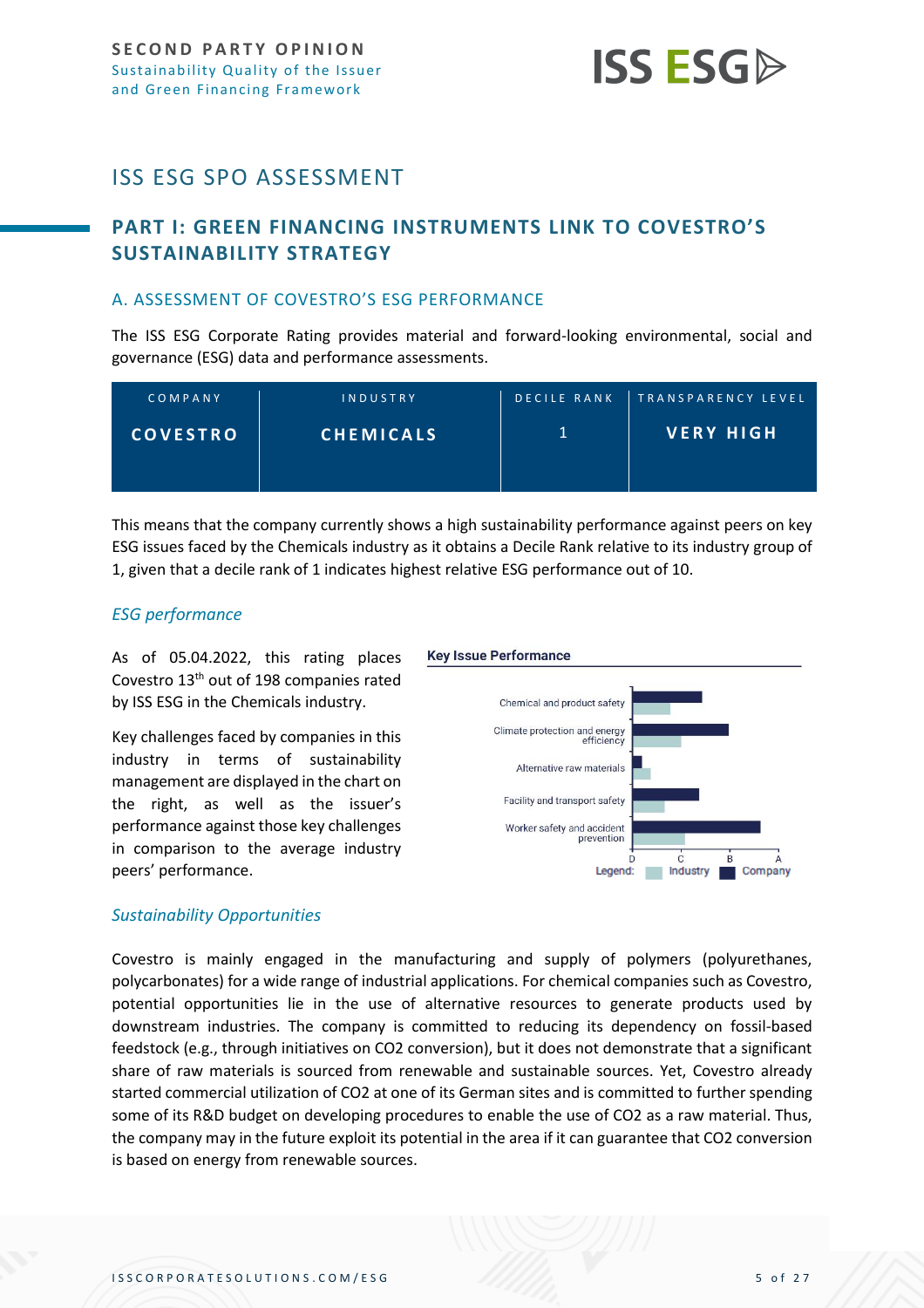# ISS ESG SPO ASSESSMENT

## PART I: GREEN FINANCING INSTRUMENTS LINK TO COVESTRO'S SUSTAINABILITY STRATEGY

### A. ASSESSMENT OF COVESTRO'S ESG PERFORMANCE

The ISS ESG Corporate Rating provides material and forward-looking environmental, social and governance (ESG) data and performance assessments.

| COMPANY | INDUSTRY | DECILE RANK | TRANSPARENCY LEVEL |
|---|---|---|---|
| **COVESTRO** | **CHEMICALS** | 1 | **VERY HIGH** |

This means that the company currently shows a high sustainability performance against peers on key ESG issues faced by the Chemicals industry as it obtains a Decile Rank relative to its industry group of 1, given that a decile rank of 1 indicates highest relative ESG performance out of 10.

*ESG performance*

As of 05.04.2022, this rating places Covestro 13th out of 198 companies rated by ISS ESG in the Chemicals industry.

Key challenges faced by companies in this industry in terms of sustainability management are displayed in the chart on the right, as well as the issuer's performance against those key challenges in comparison to the average industry peers' performance.

**Key Issue Performance**

- Chemical and product safety
- Climate protection and energy efficiency
- Alternative raw materials
- Facility and transport safety
- Worker safety and accident prevention

Scale: D, C, B, A — Legend: Industry, Company

*Sustainability Opportunities*

Covestro is mainly engaged in the manufacturing and supply of polymers (polyurethanes, polycarbonates) for a wide range of industrial applications. For chemical companies such as Covestro, potential opportunities lie in the use of alternative resources to generate products used by downstream industries. The company is committed to reducing its dependency on fossil-based feedstock (e.g., through initiatives on $CO_2$ conversion), but it does not demonstrate that a significant share of raw materials is sourced from renewable and sustainable sources. Yet, Covestro already started commercial utilization of $CO_2$ at one of its German sites and is committed to further spending some of its R&D budget on developing procedures to enable the use of $CO_2$ as a raw material. Thus, the company may in the future exploit its potential in the area if it can guarantee that $CO_2$ conversion is based on energy from renewable sources.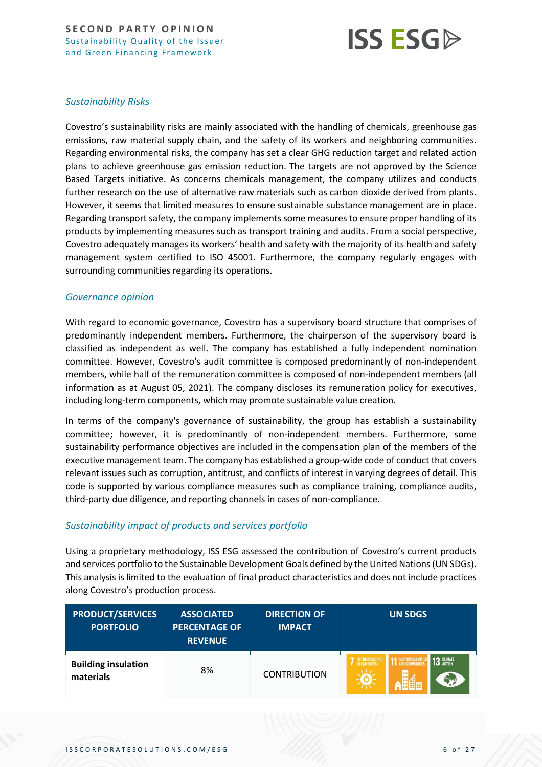### *Sustainability Risks*

Covestro's sustainability risks are mainly associated with the handling of chemicals, greenhouse gas emissions, raw material supply chain, and the safety of its workers and neighboring communities. Regarding environmental risks, the company has set a clear GHG reduction target and related action plans to achieve greenhouse gas emission reduction. The targets are not approved by the Science Based Targets initiative. As concerns chemicals management, the company utilizes and conducts further research on the use of alternative raw materials such as carbon dioxide derived from plants. However, it seems that limited measures to ensure sustainable substance management are in place. Regarding transport safety, the company implements some measures to ensure proper handling of its products by implementing measures such as transport training and audits. From a social perspective, Covestro adequately manages its workers' health and safety with the majority of its health and safety management system certified to ISO 45001. Furthermore, the company regularly engages with surrounding communities regarding its operations.

### *Governance opinion*

With regard to economic governance, Covestro has a supervisory board structure that comprises of predominantly independent members. Furthermore, the chairperson of the supervisory board is classified as independent as well. The company has established a fully independent nomination committee. However, Covestro's audit committee is composed predominantly of non-independent members, while half of the remuneration committee is composed of non-independent members (all information as at August 05, 2021). The company discloses its remuneration policy for executives, including long-term components, which may promote sustainable value creation.

In terms of the company's governance of sustainability, the group has establish a sustainability committee; however, it is predominantly of non-independent members. Furthermore, some sustainability performance objectives are included in the compensation plan of the members of the executive management team. The company has established a group-wide code of conduct that covers relevant issues such as corruption, antitrust, and conflicts of interest in varying degrees of detail. This code is supported by various compliance measures such as compliance training, compliance audits, third-party due diligence, and reporting channels in cases of non-compliance.

### *Sustainability impact of products and services portfolio*

Using a proprietary methodology, ISS ESG assessed the contribution of Covestro's current products and services portfolio to the Sustainable Development Goals defined by the United Nations (UN SDGs). This analysis is limited to the evaluation of final product characteristics and does not include practices along Covestro's production process.

| PRODUCT/SERVICES PORTFOLIO | ASSOCIATED PERCENTAGE OF REVENUE | DIRECTION OF IMPACT | UN SDGS |
|---|---|---|---|
| **Building insulation materials** | 8% | CONTRIBUTION | 7 Affordable and Clean Energy, 11 Sustainable Cities and Communities, 13 Climate Action |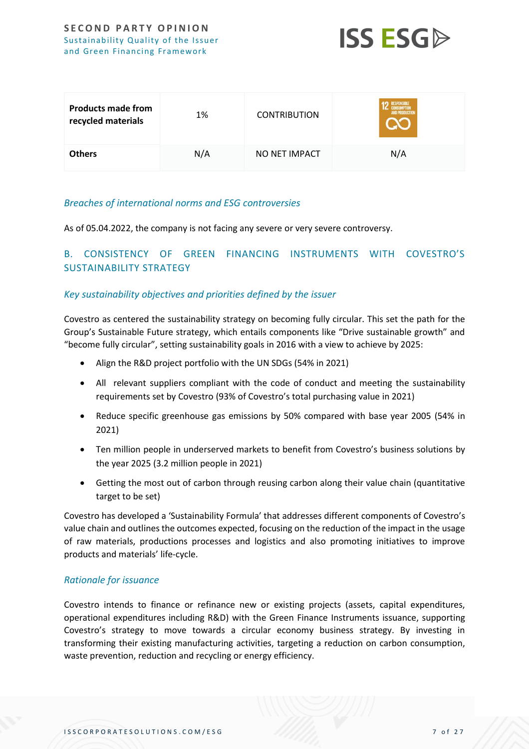| Products made from recycled materials | 1% | CONTRIBUTION | 12 RESPONSIBLE CONSUMPTION AND PRODUCTION |
|---|---|---|---|
| **Others** | N/A | NO NET IMPACT | N/A |

### *Breaches of international norms and ESG controversies*

As of 05.04.2022, the company is not facing any severe or very severe controversy.

## B. CONSISTENCY OF GREEN FINANCING INSTRUMENTS WITH COVESTRO'S SUSTAINABILITY STRATEGY

### *Key sustainability objectives and priorities defined by the issuer*

Covestro as centered the sustainability strategy on becoming fully circular. This set the path for the Group's Sustainable Future strategy, which entails components like "Drive sustainable growth" and "become fully circular", setting sustainability goals in 2016 with a view to achieve by 2025:

- Align the R&D project portfolio with the UN SDGs (54% in 2021)
- All relevant suppliers compliant with the code of conduct and meeting the sustainability requirements set by Covestro (93% of Covestro's total purchasing value in 2021)
- Reduce specific greenhouse gas emissions by 50% compared with base year 2005 (54% in 2021)
- Ten million people in underserved markets to benefit from Covestro's business solutions by the year 2025 (3.2 million people in 2021)
- Getting the most out of carbon through reusing carbon along their value chain (quantitative target to be set)

Covestro has developed a 'Sustainability Formula' that addresses different components of Covestro's value chain and outlines the outcomes expected, focusing on the reduction of the impact in the usage of raw materials, productions processes and logistics and also promoting initiatives to improve products and materials' life-cycle.

### *Rationale for issuance*

Covestro intends to finance or refinance new or existing projects (assets, capital expenditures, operational expenditures including R&D) with the Green Finance Instruments issuance, supporting Covestro's strategy to move towards a circular economy business strategy. By investing in transforming their existing manufacturing activities, targeting a reduction on carbon consumption, waste prevention, reduction and recycling or energy efficiency.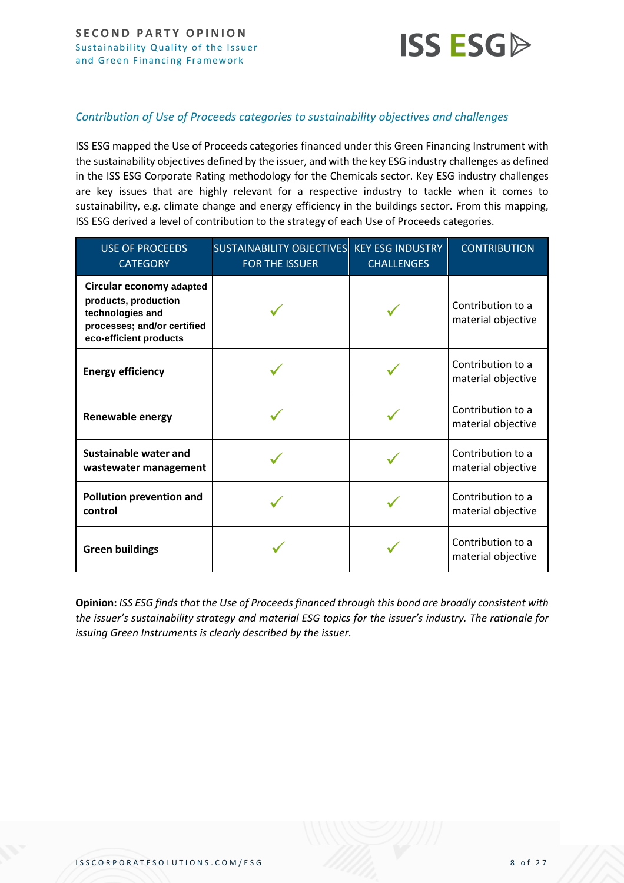*Contribution of Use of Proceeds categories to sustainability objectives and challenges*

ISS ESG mapped the Use of Proceeds categories financed under this Green Financing Instrument with the sustainability objectives defined by the issuer, and with the key ESG industry challenges as defined in the ISS ESG Corporate Rating methodology for the Chemicals sector. Key ESG industry challenges are key issues that are highly relevant for a respective industry to tackle when it comes to sustainability, e.g. climate change and energy efficiency in the buildings sector. From this mapping, ISS ESG derived a level of contribution to the strategy of each Use of Proceeds categories.

| USE OF PROCEEDS CATEGORY | SUSTAINABILITY OBJECTIVES FOR THE ISSUER | KEY ESG INDUSTRY CHALLENGES | CONTRIBUTION |
|---|---|---|---|
| **Circular economy adapted products, production technologies and processes; and/or certified eco-efficient products** | ✓ | ✓ | Contribution to a material objective |
| **Energy efficiency** | ✓ | ✓ | Contribution to a material objective |
| **Renewable energy** | ✓ | ✓ | Contribution to a material objective |
| **Sustainable water and wastewater management** | ✓ | ✓ | Contribution to a material objective |
| **Pollution prevention and control** | ✓ | ✓ | Contribution to a material objective |
| **Green buildings** | ✓ | ✓ | Contribution to a material objective |

**Opinion:** *ISS ESG finds that the Use of Proceeds financed through this bond are broadly consistent with the issuer's sustainability strategy and material ESG topics for the issuer's industry. The rationale for issuing Green Instruments is clearly described by the issuer.*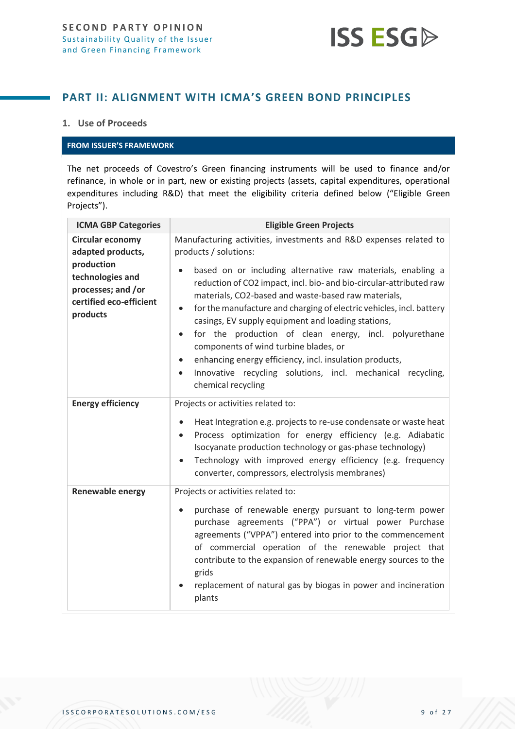## PART II: ALIGNMENT WITH ICMA'S GREEN BOND PRINCIPLES

### 1. Use of Proceeds

**FROM ISSUER'S FRAMEWORK**

The net proceeds of Covestro's Green financing instruments will be used to finance and/or refinance, in whole or in part, new or existing projects (assets, capital expenditures, operational expenditures including R&D) that meet the eligibility criteria defined below ("Eligible Green Projects").

| ICMA GBP Categories | Eligible Green Projects |
|---|---|
| **Circular economy adapted products, production technologies and processes; and /or certified eco-efficient products** | Manufacturing activities, investments and R&D expenses related to products / solutions:<br>• based on or including alternative raw materials, enabling a reduction of $CO_2$ impact, incl. bio- and bio-circular-attributed raw materials, $CO_2$-based and waste-based raw materials,<br>• for the manufacture and charging of electric vehicles, incl. battery casings, EV supply equipment and loading stations,<br>• for the production of clean energy, incl. polyurethane components of wind turbine blades, or<br>• enhancing energy efficiency, incl. insulation products,<br>• Innovative recycling solutions, incl. mechanical recycling, chemical recycling |
| **Energy efficiency** | Projects or activities related to:<br>• Heat Integration e.g. projects to re-use condensate or waste heat<br>• Process optimization for energy efficiency (e.g. Adiabatic Isocyanate production technology or gas-phase technology)<br>• Technology with improved energy efficiency (e.g. frequency converter, compressors, electrolysis membranes) |
| **Renewable energy** | Projects or activities related to:<br>• purchase of renewable energy pursuant to long-term power purchase agreements ("PPA") or virtual power Purchase agreements ("VPPA") entered into prior to the commencement of commercial operation of the renewable project that contribute to the expansion of renewable energy sources to the grids<br>• replacement of natural gas by biogas in power and incineration plants |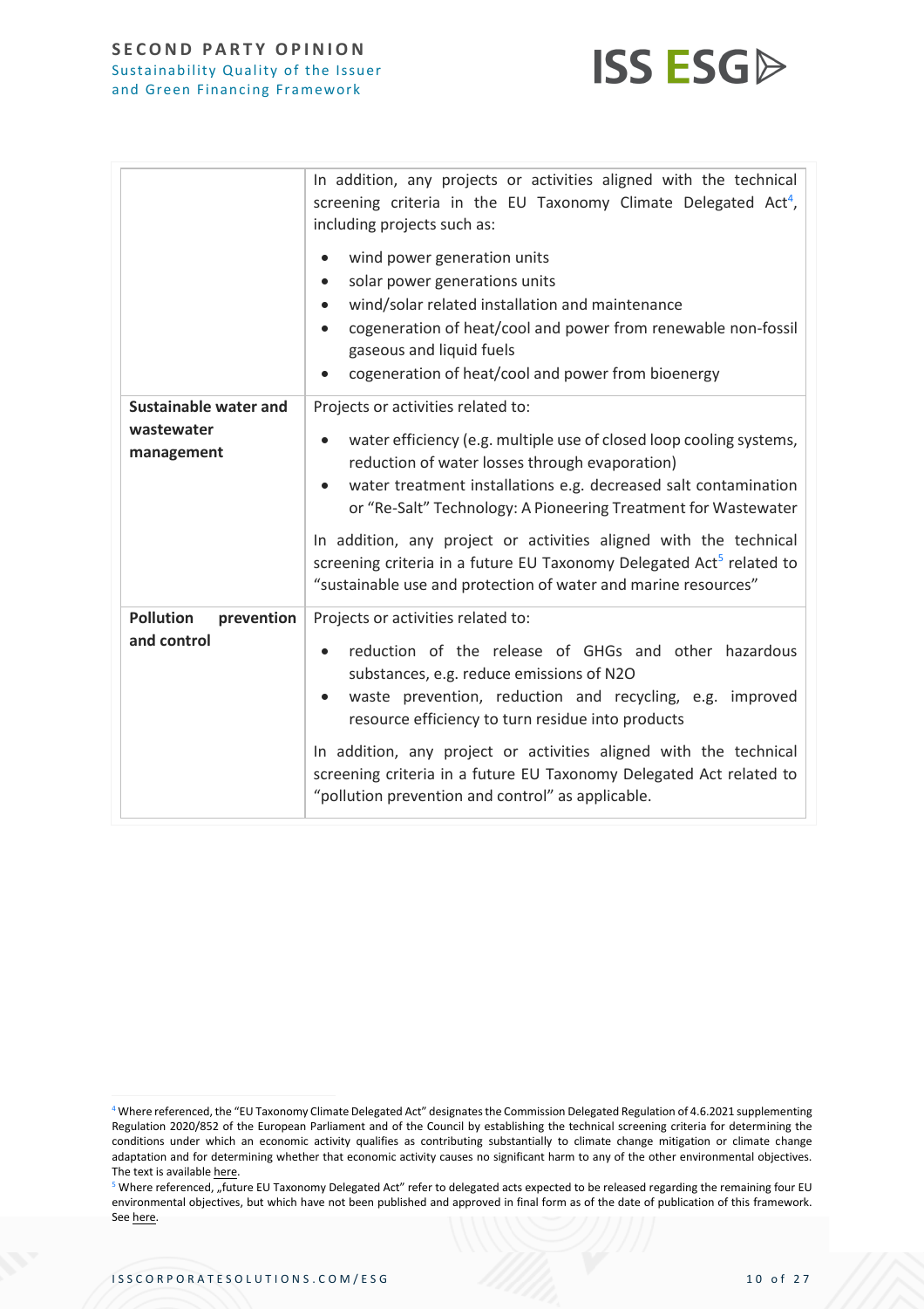| | |
|---|---|
| | In addition, any projects or activities aligned with the technical screening criteria in the EU Taxonomy Climate Delegated Act[4], including projects such as:<br>• wind power generation units<br>• solar power generations units<br>• wind/solar related installation and maintenance<br>• cogeneration of heat/cool and power from renewable non-fossil gaseous and liquid fuels<br>• cogeneration of heat/cool and power from bioenergy |
| **Sustainable water and wastewater management** | Projects or activities related to:<br>• water efficiency (e.g. multiple use of closed loop cooling systems, reduction of water losses through evaporation)<br>• water treatment installations e.g. decreased salt contamination or "Re-Salt" Technology: A Pioneering Treatment for Wastewater<br><br>In addition, any project or activities aligned with the technical screening criteria in a future EU Taxonomy Delegated Act[5] related to "sustainable use and protection of water and marine resources" |
| **Pollution prevention and control** | Projects or activities related to:<br>• reduction of the release of GHGs and other hazardous substances, e.g. reduce emissions of $N_2O$<br>• waste prevention, reduction and recycling, e.g. improved resource efficiency to turn residue into products<br><br>In addition, any project or activities aligned with the technical screening criteria in a future EU Taxonomy Delegated Act related to "pollution prevention and control" as applicable. |

[4] Where referenced, the "EU Taxonomy Climate Delegated Act" designates the Commission Delegated Regulation of 4.6.2021 supplementing Regulation 2020/852 of the European Parliament and of the Council by establishing the technical screening criteria for determining the conditions under which an economic activity qualifies as contributing substantially to climate change mitigation or climate change adaptation and for determining whether that economic activity causes no significant harm to any of the other environmental objectives. The text is available here.

[5] Where referenced, „future EU Taxonomy Delegated Act" refer to delegated acts expected to be released regarding the remaining four EU environmental objectives, but which have not been published and approved in final form as of the date of publication of this framework. See here.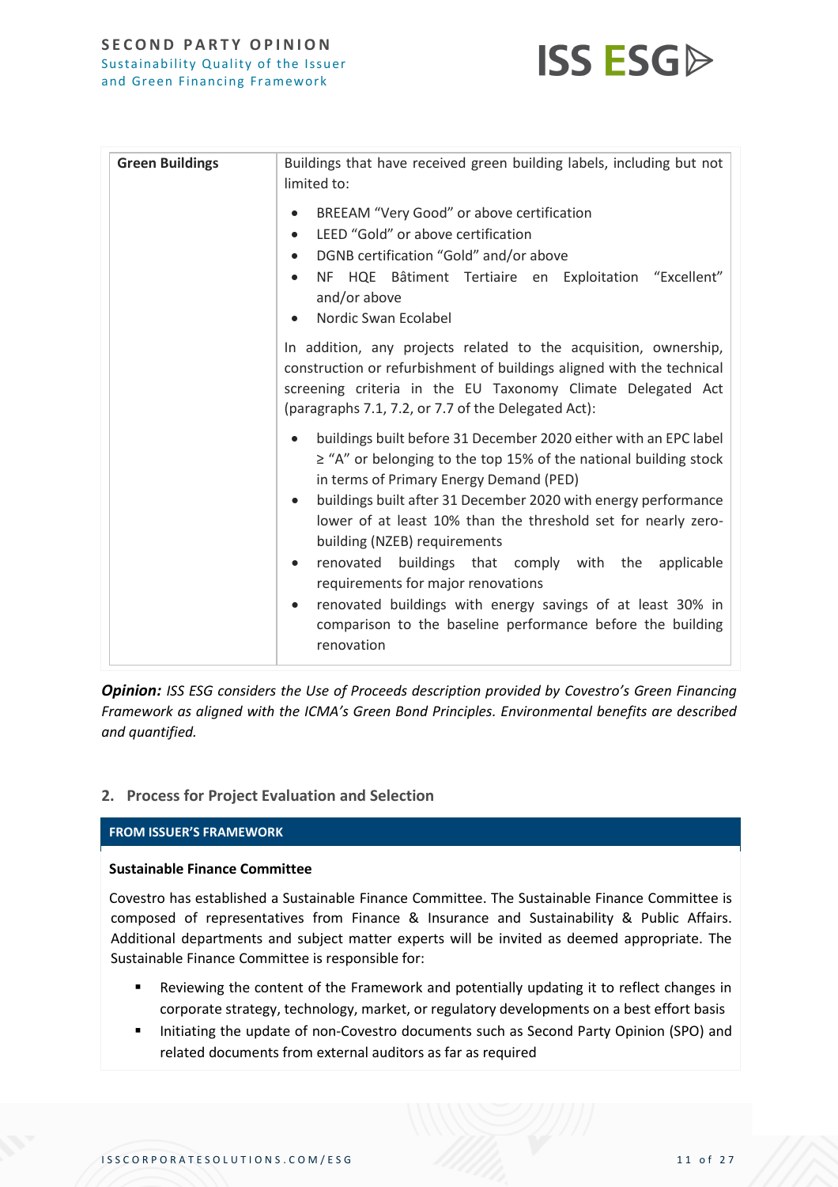| | |
|---|---|
| **Green Buildings** | Buildings that have received green building labels, including but not limited to:<br><br>• BREEAM "Very Good" or above certification<br>• LEED "Gold" or above certification<br>• DGNB certification "Gold" and/or above<br>• NF HQE Bâtiment Tertiaire en Exploitation "Excellent" and/or above<br>• Nordic Swan Ecolabel<br><br>In addition, any projects related to the acquisition, ownership, construction or refurbishment of buildings aligned with the technical screening criteria in the EU Taxonomy Climate Delegated Act (paragraphs 7.1, 7.2, or 7.7 of the Delegated Act):<br><br>• buildings built before 31 December 2020 either with an EPC label ≥ "A" or belonging to the top 15% of the national building stock in terms of Primary Energy Demand (PED)<br>• buildings built after 31 December 2020 with energy performance lower of at least 10% than the threshold set for nearly zero-building (NZEB) requirements<br>• renovated buildings that comply with the applicable requirements for major renovations<br>• renovated buildings with energy savings of at least 30% in comparison to the baseline performance before the building renovation |

***Opinion:*** *ISS ESG considers the Use of Proceeds description provided by Covestro's Green Financing Framework as aligned with the ICMA's Green Bond Principles. Environmental benefits are described and quantified.*

## 2. Process for Project Evaluation and Selection

**FROM ISSUER'S FRAMEWORK**

**Sustainable Finance Committee**

Covestro has established a Sustainable Finance Committee. The Sustainable Finance Committee is composed of representatives from Finance & Insurance and Sustainability & Public Affairs. Additional departments and subject matter experts will be invited as deemed appropriate. The Sustainable Finance Committee is responsible for:

- Reviewing the content of the Framework and potentially updating it to reflect changes in corporate strategy, technology, market, or regulatory developments on a best effort basis
- Initiating the update of non-Covestro documents such as Second Party Opinion (SPO) and related documents from external auditors as far as required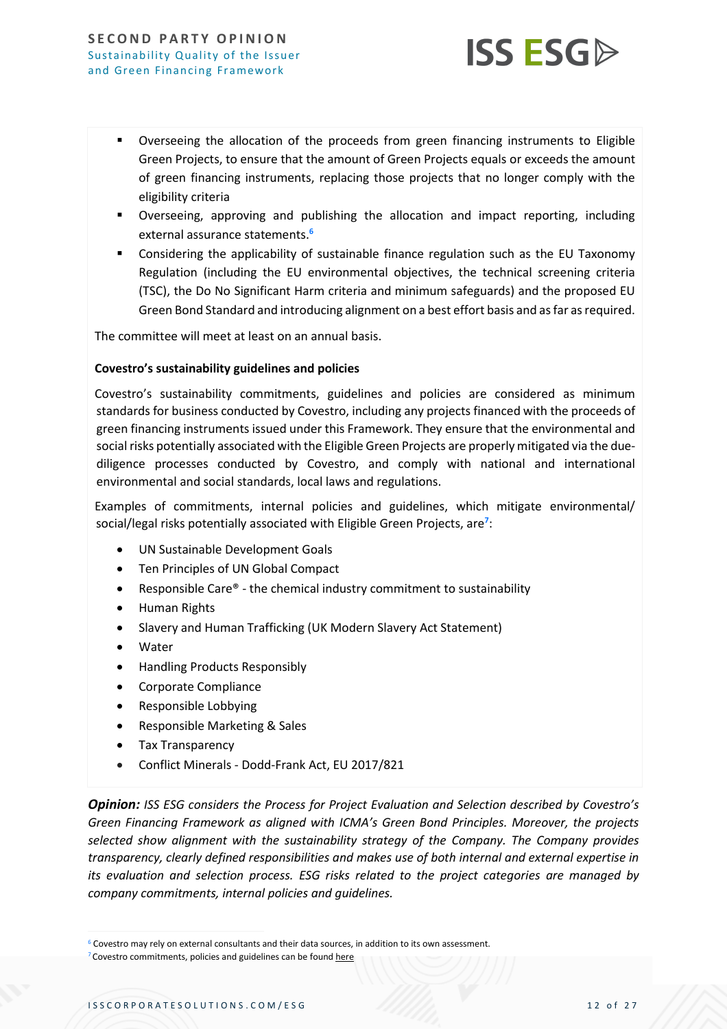- Overseeing the allocation of the proceeds from green financing instruments to Eligible Green Projects, to ensure that the amount of Green Projects equals or exceeds the amount of green financing instruments, replacing those projects that no longer comply with the eligibility criteria
- Overseeing, approving and publishing the allocation and impact reporting, including external assurance statements.[6]
- Considering the applicability of sustainable finance regulation such as the EU Taxonomy Regulation (including the EU environmental objectives, the technical screening criteria (TSC), the Do No Significant Harm criteria and minimum safeguards) and the proposed EU Green Bond Standard and introducing alignment on a best effort basis and as far as required.

The committee will meet at least on an annual basis.

**Covestro's sustainability guidelines and policies**

Covestro's sustainability commitments, guidelines and policies are considered as minimum standards for business conducted by Covestro, including any projects financed with the proceeds of green financing instruments issued under this Framework. They ensure that the environmental and social risks potentially associated with the Eligible Green Projects are properly mitigated via the due-diligence processes conducted by Covestro, and comply with national and international environmental and social standards, local laws and regulations.

Examples of commitments, internal policies and guidelines, which mitigate environmental/ social/legal risks potentially associated with Eligible Green Projects, are[7]:

- UN Sustainable Development Goals
- Ten Principles of UN Global Compact
- Responsible Care® - the chemical industry commitment to sustainability
- Human Rights
- Slavery and Human Trafficking (UK Modern Slavery Act Statement)
- Water
- Handling Products Responsibly
- Corporate Compliance
- Responsible Lobbying
- Responsible Marketing & Sales
- Tax Transparency
- Conflict Minerals - Dodd-Frank Act, EU 2017/821

***Opinion:*** *ISS ESG considers the Process for Project Evaluation and Selection described by Covestro's Green Financing Framework as aligned with ICMA's Green Bond Principles. Moreover, the projects selected show alignment with the sustainability strategy of the Company. The Company provides transparency, clearly defined responsibilities and makes use of both internal and external expertise in its evaluation and selection process. ESG risks related to the project categories are managed by company commitments, internal policies and guidelines.*

[6] Covestro may rely on external consultants and their data sources, in addition to its own assessment.

[7] Covestro commitments, policies and guidelines can be found here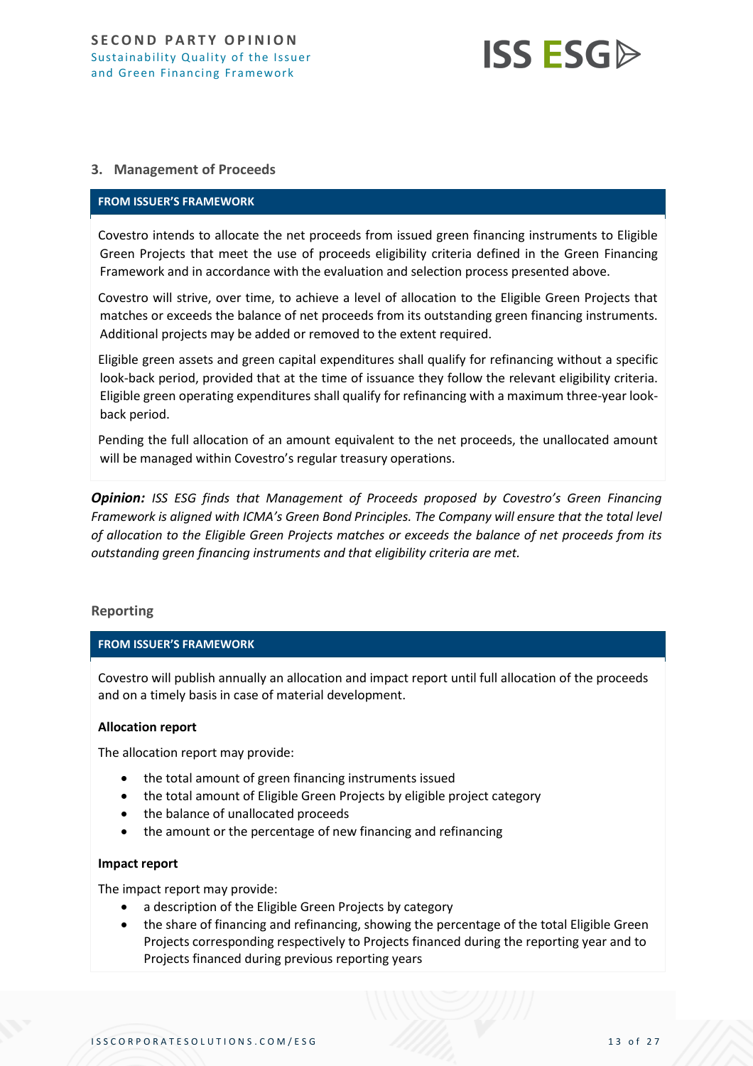### 3. Management of Proceeds

**FROM ISSUER'S FRAMEWORK**

Covestro intends to allocate the net proceeds from issued green financing instruments to Eligible Green Projects that meet the use of proceeds eligibility criteria defined in the Green Financing Framework and in accordance with the evaluation and selection process presented above.

Covestro will strive, over time, to achieve a level of allocation to the Eligible Green Projects that matches or exceeds the balance of net proceeds from its outstanding green financing instruments. Additional projects may be added or removed to the extent required.

Eligible green assets and green capital expenditures shall qualify for refinancing without a specific look-back period, provided that at the time of issuance they follow the relevant eligibility criteria. Eligible green operating expenditures shall qualify for refinancing with a maximum three-year look-back period.

Pending the full allocation of an amount equivalent to the net proceeds, the unallocated amount will be managed within Covestro's regular treasury operations.

***Opinion:*** *ISS ESG finds that Management of Proceeds proposed by Covestro's Green Financing Framework is aligned with ICMA's Green Bond Principles. The Company will ensure that the total level of allocation to the Eligible Green Projects matches or exceeds the balance of net proceeds from its outstanding green financing instruments and that eligibility criteria are met.*

### Reporting

**FROM ISSUER'S FRAMEWORK**

Covestro will publish annually an allocation and impact report until full allocation of the proceeds and on a timely basis in case of material development.

**Allocation report**

The allocation report may provide:

- the total amount of green financing instruments issued
- the total amount of Eligible Green Projects by eligible project category
- the balance of unallocated proceeds
- the amount or the percentage of new financing and refinancing

**Impact report**

The impact report may provide:

- a description of the Eligible Green Projects by category
- the share of financing and refinancing, showing the percentage of the total Eligible Green Projects corresponding respectively to Projects financed during the reporting year and to Projects financed during previous reporting years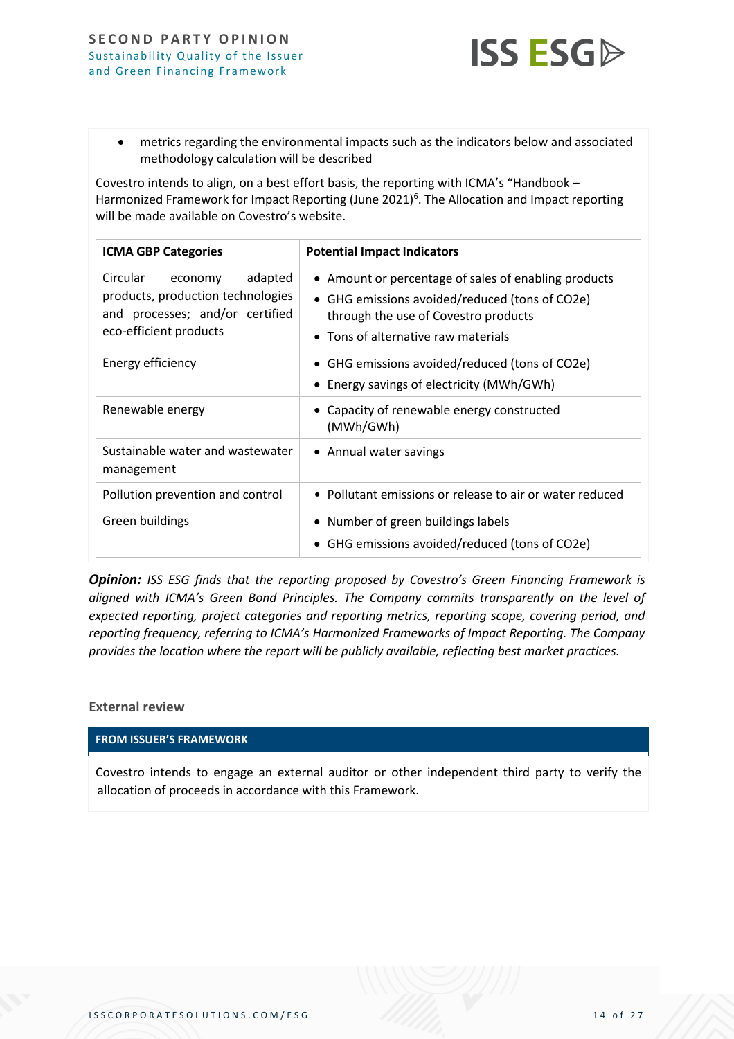- metrics regarding the environmental impacts such as the indicators below and associated methodology calculation will be described

Covestro intends to align, on a best effort basis, the reporting with ICMA's "Handbook – Harmonized Framework for Impact Reporting (June 2021)[6]. The Allocation and Impact reporting will be made available on Covestro's website.

| ICMA GBP Categories | Potential Impact Indicators |
|---|---|
| Circular economy adapted products, production technologies and processes; and/or certified eco-efficient products | • Amount or percentage of sales of enabling products<br>• GHG emissions avoided/reduced (tons of CO2e) through the use of Covestro products<br>• Tons of alternative raw materials |
| Energy efficiency | • GHG emissions avoided/reduced (tons of CO2e)<br>• Energy savings of electricity (MWh/GWh) |
| Renewable energy | • Capacity of renewable energy constructed (MWh/GWh) |
| Sustainable water and wastewater management | • Annual water savings |
| Pollution prevention and control | • Pollutant emissions or release to air or water reduced |
| Green buildings | • Number of green buildings labels<br>• GHG emissions avoided/reduced (tons of CO2e) |

***Opinion:*** *ISS ESG finds that the reporting proposed by Covestro's Green Financing Framework is aligned with ICMA's Green Bond Principles. The Company commits transparently on the level of expected reporting, project categories and reporting metrics, reporting scope, covering period, and reporting frequency, referring to ICMA's Harmonized Frameworks of Impact Reporting. The Company provides the location where the report will be publicly available, reflecting best market practices.*

### External review

**FROM ISSUER'S FRAMEWORK**

Covestro intends to engage an external auditor or other independent third party to verify the allocation of proceeds in accordance with this Framework.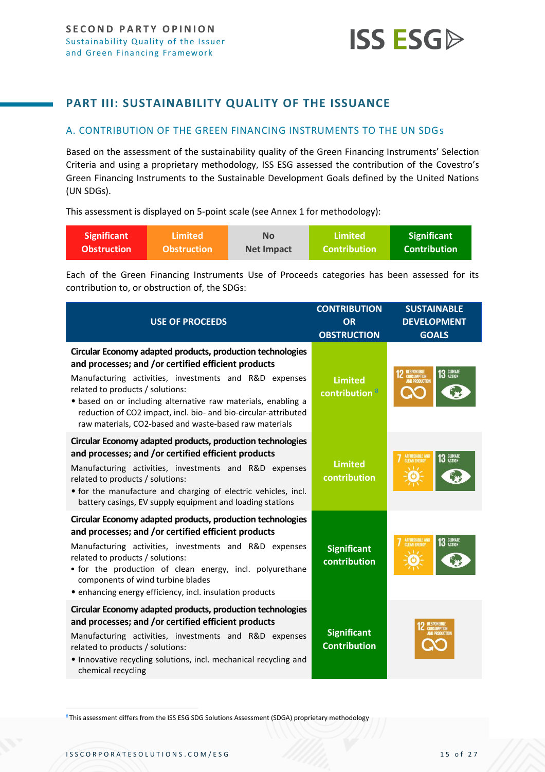## PART III: SUSTAINABILITY QUALITY OF THE ISSUANCE

### A. CONTRIBUTION OF THE GREEN FINANCING INSTRUMENTS TO THE UN SDGs

Based on the assessment of the sustainability quality of the Green Financing Instruments' Selection Criteria and using a proprietary methodology, ISS ESG assessed the contribution of the Covestro's Green Financing Instruments to the Sustainable Development Goals defined by the United Nations (UN SDGs).

This assessment is displayed on 5-point scale (see Annex 1 for methodology):

| Significant Obstruction | Limited Obstruction | No Net Impact | Limited Contribution | Significant Contribution |
|---|---|---|---|---|

Each of the Green Financing Instruments Use of Proceeds categories has been assessed for its contribution to, or obstruction of, the SDGs:

| USE OF PROCEEDS | CONTRIBUTION OR OBSTRUCTION | SUSTAINABLE DEVELOPMENT GOALS |
|---|---|---|
| **Circular Economy adapted products, production technologies and processes; and /or certified efficient products**<br>Manufacturing activities, investments and R&D expenses related to products / solutions:<br>• based on or including alternative raw materials, enabling a reduction of CO2 impact, incl. bio- and bio-circular-attributed raw materials, CO2-based and waste-based raw materials | Limited contribution [8] | 12 Responsible Consumption and Production; 13 Climate Action |
| **Circular Economy adapted products, production technologies and processes; and /or certified efficient products**<br>Manufacturing activities, investments and R&D expenses related to products / solutions:<br>• for the manufacture and charging of electric vehicles, incl. battery casings, EV supply equipment and loading stations | Limited contribution | 7 Affordable and Clean Energy; 13 Climate Action |
| **Circular Economy adapted products, production technologies and processes; and /or certified efficient products**<br>Manufacturing activities, investments and R&D expenses related to products / solutions:<br>• for the production of clean energy, incl. polyurethane components of wind turbine blades<br>• enhancing energy efficiency, incl. insulation products | Significant contribution | 7 Affordable and Clean Energy; 13 Climate Action |
| **Circular Economy adapted products, production technologies and processes; and /or certified efficient products**<br>Manufacturing activities, investments and R&D expenses related to products / solutions:<br>• Innovative recycling solutions, incl. mechanical recycling and chemical recycling | Significant Contribution | 12 Responsible Consumption and Production |

[8] This assessment differs from the ISS ESG SDG Solutions Assessment (SDGA) proprietary methodology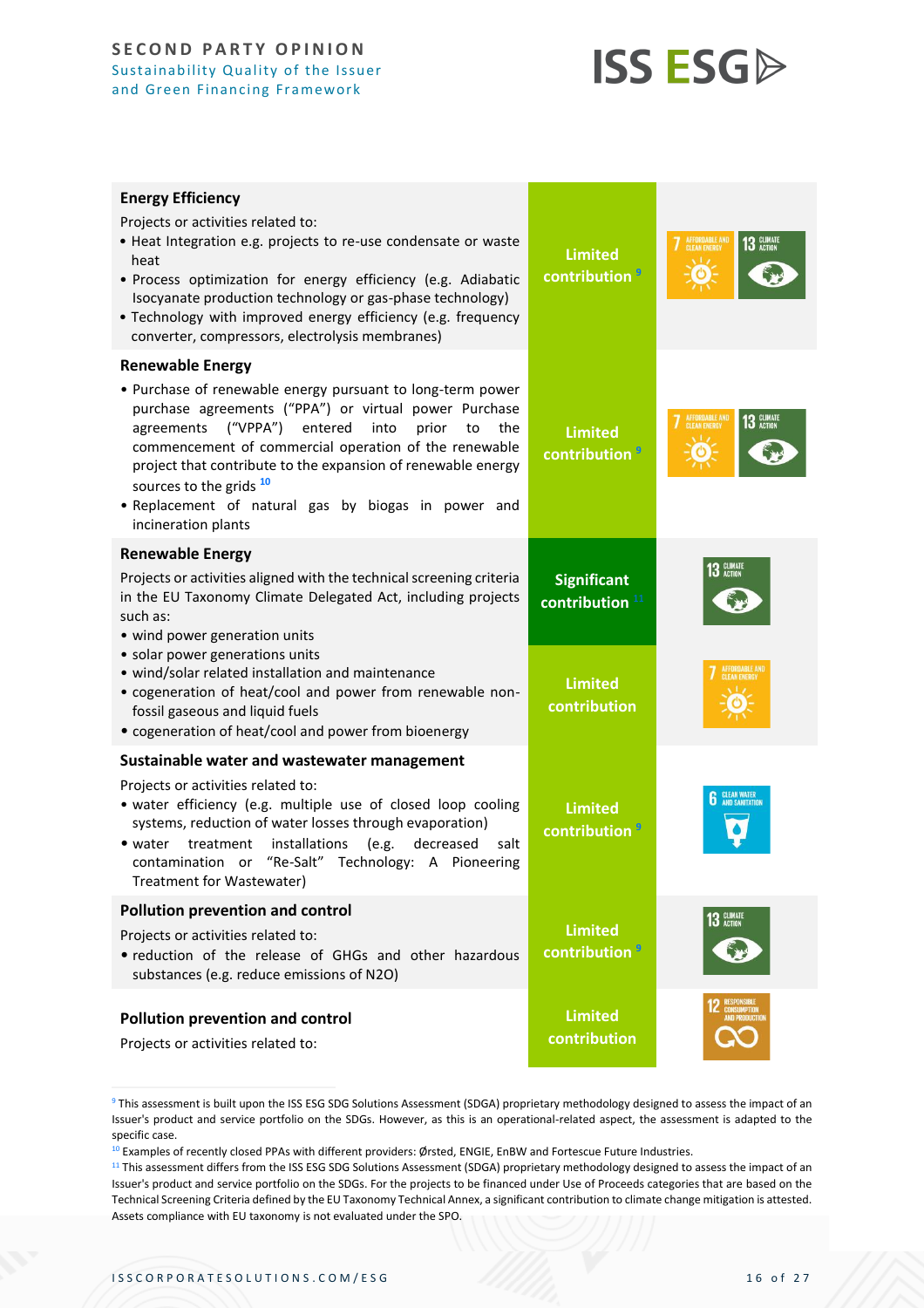| Use of Proceeds category | Contribution | SDG |
|---|---|---|
| **Energy Efficiency**<br>Projects or activities related to:<br>• Heat Integration e.g. projects to re-use condensate or waste heat<br>• Process optimization for energy efficiency (e.g. Adiabatic Isocyanate production technology or gas-phase technology)<br>• Technology with improved energy efficiency (e.g. frequency converter, compressors, electrolysis membranes) | Limited contribution [9] | 7 Affordable and Clean Energy; 13 Climate Action |
| **Renewable Energy**<br>• Purchase of renewable energy pursuant to long-term power purchase agreements ("PPA") or virtual power Purchase agreements ("VPPA") entered into prior to the commencement of commercial operation of the renewable project that contribute to the expansion of renewable energy sources to the grids [10]<br>• Replacement of natural gas by biogas in power and incineration plants | Limited contribution [9] | 7 Affordable and Clean Energy; 13 Climate Action |
| **Renewable Energy**<br>Projects or activities aligned with the technical screening criteria in the EU Taxonomy Climate Delegated Act, including projects such as:<br>• wind power generation units<br>• solar power generations units<br>• wind/solar related installation and maintenance<br>• cogeneration of heat/cool and power from renewable non-fossil gaseous and liquid fuels<br>• cogeneration of heat/cool and power from bioenergy | Significant contribution [11] | 13 Climate Action |
| | Limited contribution | 7 Affordable and Clean Energy |
| **Sustainable water and wastewater management**<br>Projects or activities related to:<br>• water efficiency (e.g. multiple use of closed loop cooling systems, reduction of water losses through evaporation)<br>• water treatment installations (e.g. decreased salt contamination or "Re-Salt" Technology: A Pioneering Treatment for Wastewater) | Limited contribution [9] | 6 Clean Water and Sanitation |
| **Pollution prevention and control**<br>Projects or activities related to:<br>• reduction of the release of GHGs and other hazardous substances (e.g. reduce emissions of N2O) | Limited contribution [9] | 13 Climate Action |
| **Pollution prevention and control**<br>Projects or activities related to: | Limited contribution | 12 Responsible Consumption and Production |

[9] This assessment is built upon the ISS ESG SDG Solutions Assessment (SDGA) proprietary methodology designed to assess the impact of an Issuer's product and service portfolio on the SDGs. However, as this is an operational-related aspect, the assessment is adapted to the specific case.

[10] Examples of recently closed PPAs with different providers: Ørsted, ENGIE, EnBW and Fortescue Future Industries.

[11] This assessment differs from the ISS ESG SDG Solutions Assessment (SDGA) proprietary methodology designed to assess the impact of an Issuer's product and service portfolio on the SDGs. For the projects to be financed under Use of Proceeds categories that are based on the Technical Screening Criteria defined by the EU Taxonomy Technical Annex, a significant contribution to climate change mitigation is attested. Assets compliance with EU taxonomy is not evaluated under the SPO.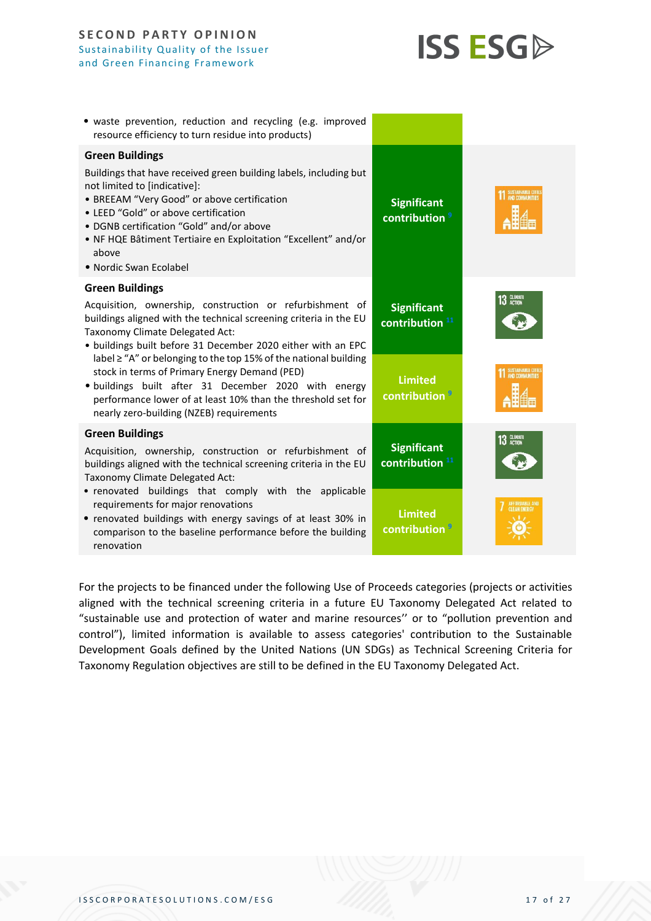| Use of Proceeds | Contribution | SDG |
|---|---|---|
| • waste prevention, reduction and recycling (e.g. improved resource efficiency to turn residue into products) | | |
| **Green Buildings**<br>Buildings that have received green building labels, including but not limited to [indicative]:<br>• BREEAM "Very Good" or above certification<br>• LEED "Gold" or above certification<br>• DGNB certification "Gold" and/or above<br>• NF HQE Bâtiment Tertiaire en Exploitation "Excellent" and/or above<br>• Nordic Swan Ecolabel | Significant contribution [9] | 11 Sustainable Cities and Communities |
| **Green Buildings**<br>Acquisition, ownership, construction or refurbishment of buildings aligned with the technical screening criteria in the EU Taxonomy Climate Delegated Act:<br>• buildings built before 31 December 2020 either with an EPC label ≥ "A" or belonging to the top 15% of the national building stock in terms of Primary Energy Demand (PED)<br>• buildings built after 31 December 2020 with energy performance lower of at least 10% than the threshold set for nearly zero-building (NZEB) requirements | Significant contribution [11] | 13 Climate Action |
| | Limited contribution [9] | 11 Sustainable Cities and Communities |
| **Green Buildings**<br>Acquisition, ownership, construction or refurbishment of buildings aligned with the technical screening criteria in the EU Taxonomy Climate Delegated Act:<br>• renovated buildings that comply with the applicable requirements for major renovations<br>• renovated buildings with energy savings of at least 30% in comparison to the baseline performance before the building renovation | Significant contribution [11] | 13 Climate Action |
| | Limited contribution [9] | 7 Affordable and Clean Energy |

For the projects to be financed under the following Use of Proceeds categories (projects or activities aligned with the technical screening criteria in a future EU Taxonomy Delegated Act related to "sustainable use and protection of water and marine resources'' or to "pollution prevention and control"), limited information is available to assess categories' contribution to the Sustainable Development Goals defined by the United Nations (UN SDGs) as Technical Screening Criteria for Taxonomy Regulation objectives are still to be defined in the EU Taxonomy Delegated Act.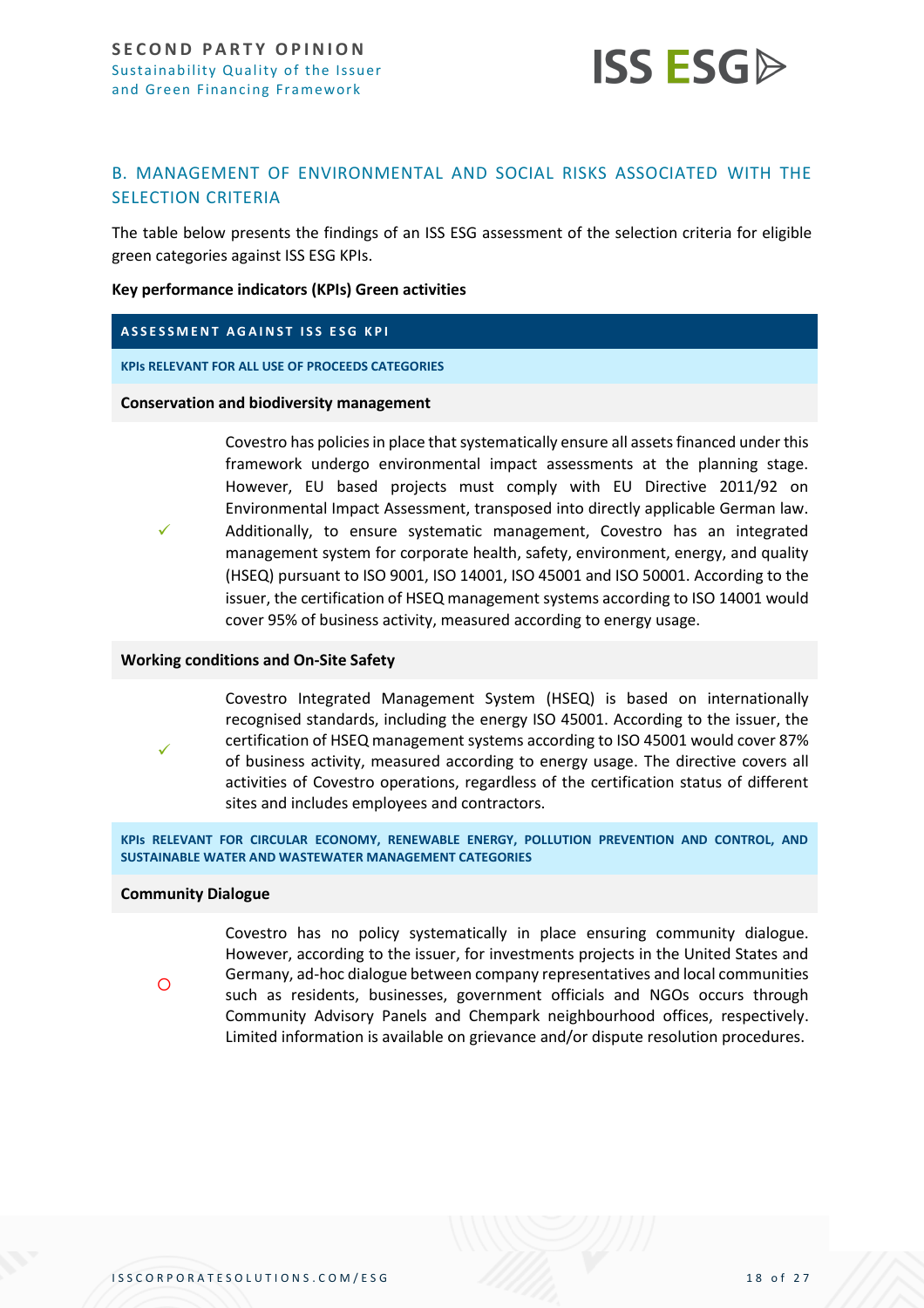## B. MANAGEMENT OF ENVIRONMENTAL AND SOCIAL RISKS ASSOCIATED WITH THE SELECTION CRITERIA

The table below presents the findings of an ISS ESG assessment of the selection criteria for eligible green categories against ISS ESG KPIs.

**Key performance indicators (KPIs) Green activities**

| ASSESSMENT AGAINST ISS ESG KPI | |
|---|---|
| **KPIs RELEVANT FOR ALL USE OF PROCEEDS CATEGORIES** | |
| **Conservation and biodiversity management** | |
| ✓ | Covestro has policies in place that systematically ensure all assets financed under this framework undergo environmental impact assessments at the planning stage. However, EU based projects must comply with EU Directive 2011/92 on Environmental Impact Assessment, transposed into directly applicable German law. Additionally, to ensure systematic management, Covestro has an integrated management system for corporate health, safety, environment, energy, and quality (HSEQ) pursuant to ISO 9001, ISO 14001, ISO 45001 and ISO 50001. According to the issuer, the certification of HSEQ management systems according to ISO 14001 would cover 95% of business activity, measured according to energy usage. |
| **Working conditions and On-Site Safety** | |
| ✓ | Covestro Integrated Management System (HSEQ) is based on internationally recognised standards, including the energy ISO 45001. According to the issuer, the certification of HSEQ management systems according to ISO 45001 would cover 87% of business activity, measured according to energy usage. The directive covers all activities of Covestro operations, regardless of the certification status of different sites and includes employees and contractors. |
| **KPIs RELEVANT FOR CIRCULAR ECONOMY, RENEWABLE ENERGY, POLLUTION PREVENTION AND CONTROL, AND SUSTAINABLE WATER AND WASTEWATER MANAGEMENT CATEGORIES** | |
| **Community Dialogue** | |
| ○ | Covestro has no policy systematically in place ensuring community dialogue. However, according to the issuer, for investments projects in the United States and Germany, ad-hoc dialogue between company representatives and local communities such as residents, businesses, government officials and NGOs occurs through Community Advisory Panels and Chempark neighbourhood offices, respectively. Limited information is available on grievance and/or dispute resolution procedures. |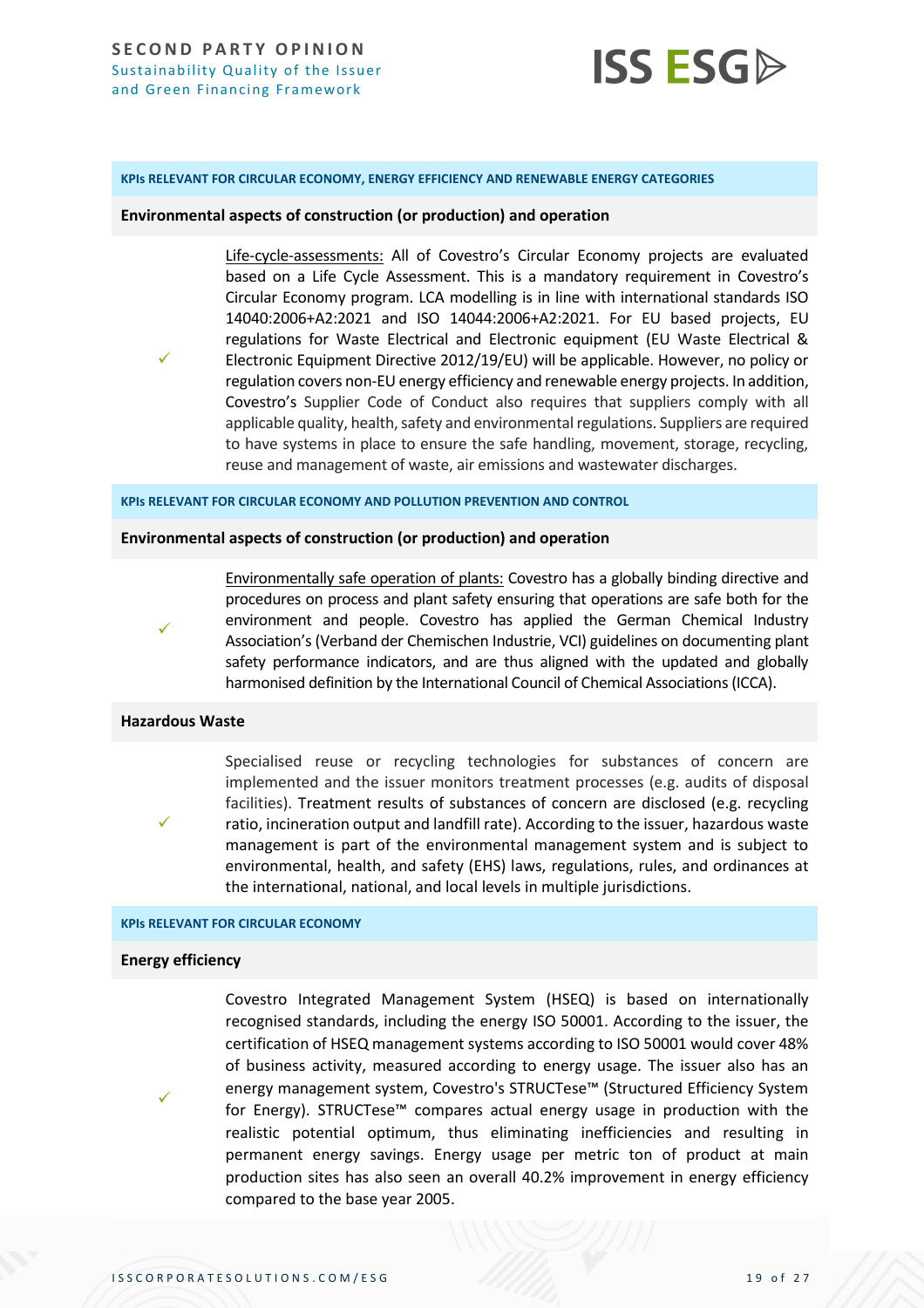**KPIs RELEVANT FOR CIRCULAR ECONOMY, ENERGY EFFICIENCY AND RENEWABLE ENERGY CATEGORIES**

**Environmental aspects of construction (or production) and operation**

| | |
|---|---|
| ✓ | Life-cycle-assessments: All of Covestro's Circular Economy projects are evaluated based on a Life Cycle Assessment. This is a mandatory requirement in Covestro's Circular Economy program. LCA modelling is in line with international standards ISO 14040:2006+A2:2021 and ISO 14044:2006+A2:2021. For EU based projects, EU regulations for Waste Electrical and Electronic equipment (EU Waste Electrical & Electronic Equipment Directive 2012/19/EU) will be applicable. However, no policy or regulation covers non-EU energy efficiency and renewable energy projects. In addition, Covestro's Supplier Code of Conduct also requires that suppliers comply with all applicable quality, health, safety and environmental regulations. Suppliers are required to have systems in place to ensure the safe handling, movement, storage, recycling, reuse and management of waste, air emissions and wastewater discharges. |

**KPIs RELEVANT FOR CIRCULAR ECONOMY AND POLLUTION PREVENTION AND CONTROL**

**Environmental aspects of construction (or production) and operation**

| | |
|---|---|
| ✓ | Environmentally safe operation of plants: Covestro has a globally binding directive and procedures on process and plant safety ensuring that operations are safe both for the environment and people. Covestro has applied the German Chemical Industry Association's (Verband der Chemischen Industrie, VCI) guidelines on documenting plant safety performance indicators, and are thus aligned with the updated and globally harmonised definition by the International Council of Chemical Associations (ICCA). |

**Hazardous Waste**

| | |
|---|---|
| ✓ | Specialised reuse or recycling technologies for substances of concern are implemented and the issuer monitors treatment processes (e.g. audits of disposal facilities). Treatment results of substances of concern are disclosed (e.g. recycling ratio, incineration output and landfill rate). According to the issuer, hazardous waste management is part of the environmental management system and is subject to environmental, health, and safety (EHS) laws, regulations, rules, and ordinances at the international, national, and local levels in multiple jurisdictions. |

**KPIs RELEVANT FOR CIRCULAR ECONOMY**

**Energy efficiency**

| | |
|---|---|
| ✓ | Covestro Integrated Management System (HSEQ) is based on internationally recognised standards, including the energy ISO 50001. According to the issuer, the certification of HSEQ management systems according to ISO 50001 would cover 48% of business activity, measured according to energy usage. The issuer also has an energy management system, Covestro's STRUCTese™ (Structured Efficiency System for Energy). STRUCTese™ compares actual energy usage in production with the realistic potential optimum, thus eliminating inefficiencies and resulting in permanent energy savings. Energy usage per metric ton of product at main production sites has also seen an overall 40.2% improvement in energy efficiency compared to the base year 2005. |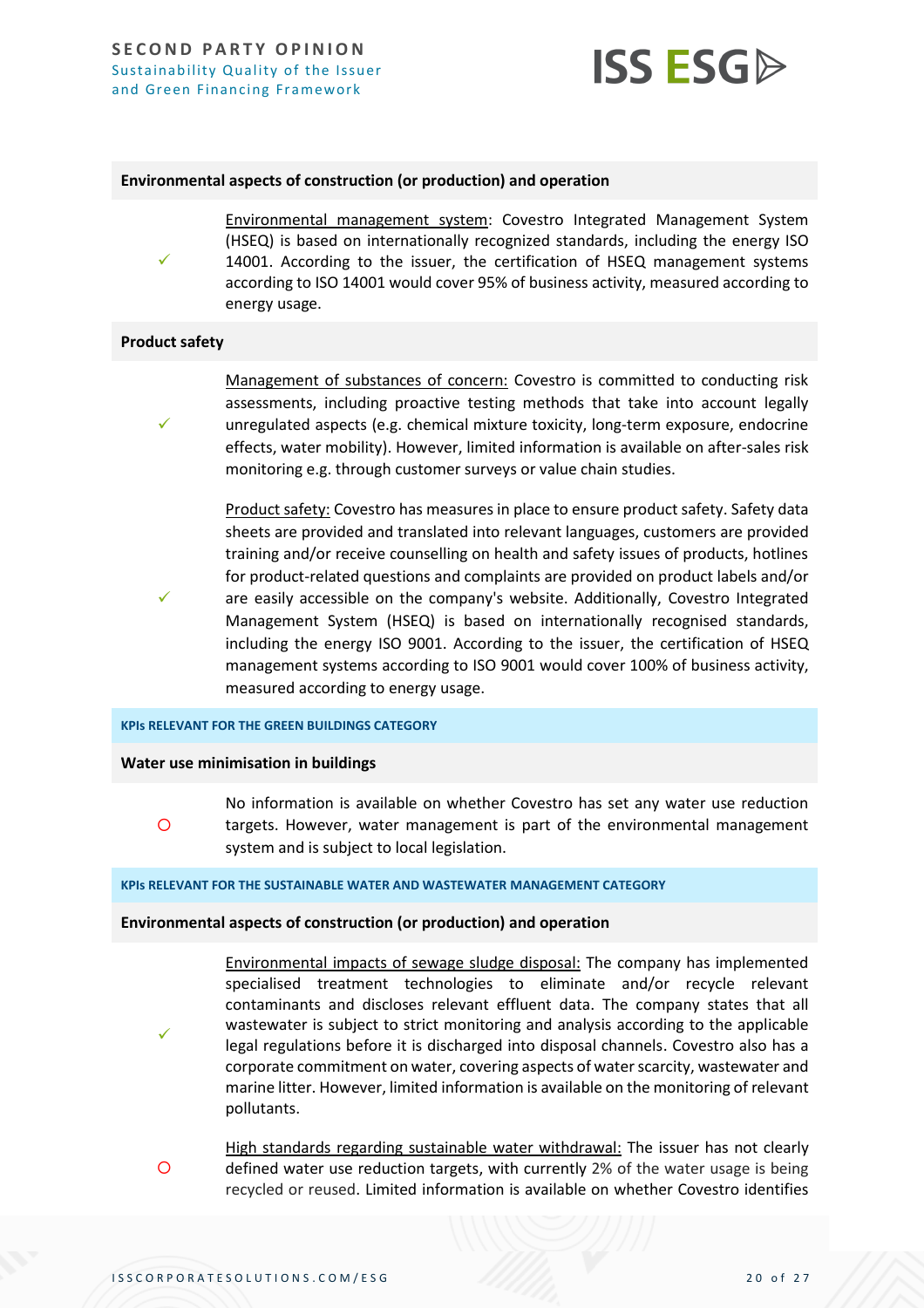| Environmental aspects of construction (or production) and operation | |
|---|---|
| ✓ | Environmental management system: Covestro Integrated Management System (HSEQ) is based on internationally recognized standards, including the energy ISO 14001. According to the issuer, the certification of HSEQ management systems according to ISO 14001 would cover 95% of business activity, measured according to energy usage. |
| **Product safety** | |
| ✓ | Management of substances of concern: Covestro is committed to conducting risk assessments, including proactive testing methods that take into account legally unregulated aspects (e.g. chemical mixture toxicity, long-term exposure, endocrine effects, water mobility). However, limited information is available on after-sales risk monitoring e.g. through customer surveys or value chain studies. |
| ✓ | Product safety: Covestro has measures in place to ensure product safety. Safety data sheets are provided and translated into relevant languages, customers are provided training and/or receive counselling on health and safety issues of products, hotlines for product-related questions and complaints are provided on product labels and/or are easily accessible on the company's website. Additionally, Covestro Integrated Management System (HSEQ) is based on internationally recognised standards, including the energy ISO 9001. According to the issuer, the certification of HSEQ management systems according to ISO 9001 would cover 100% of business activity, measured according to energy usage. |
| **KPIs RELEVANT FOR THE GREEN BUILDINGS CATEGORY** | |
| **Water use minimisation in buildings** | |
| ○ | No information is available on whether Covestro has set any water use reduction targets. However, water management is part of the environmental management system and is subject to local legislation. |
| **KPIs RELEVANT FOR THE SUSTAINABLE WATER AND WASTEWATER MANAGEMENT CATEGORY** | |
| **Environmental aspects of construction (or production) and operation** | |
| ✓ | Environmental impacts of sewage sludge disposal: The company has implemented specialised treatment technologies to eliminate and/or recycle relevant contaminants and discloses relevant effluent data. The company states that all wastewater is subject to strict monitoring and analysis according to the applicable legal regulations before it is discharged into disposal channels. Covestro also has a corporate commitment on water, covering aspects of water scarcity, wastewater and marine litter. However, limited information is available on the monitoring of relevant pollutants. |
| ○ | High standards regarding sustainable water withdrawal: The issuer has not clearly defined water use reduction targets, with currently 2% of the water usage is being recycled or reused. Limited information is available on whether Covestro identifies |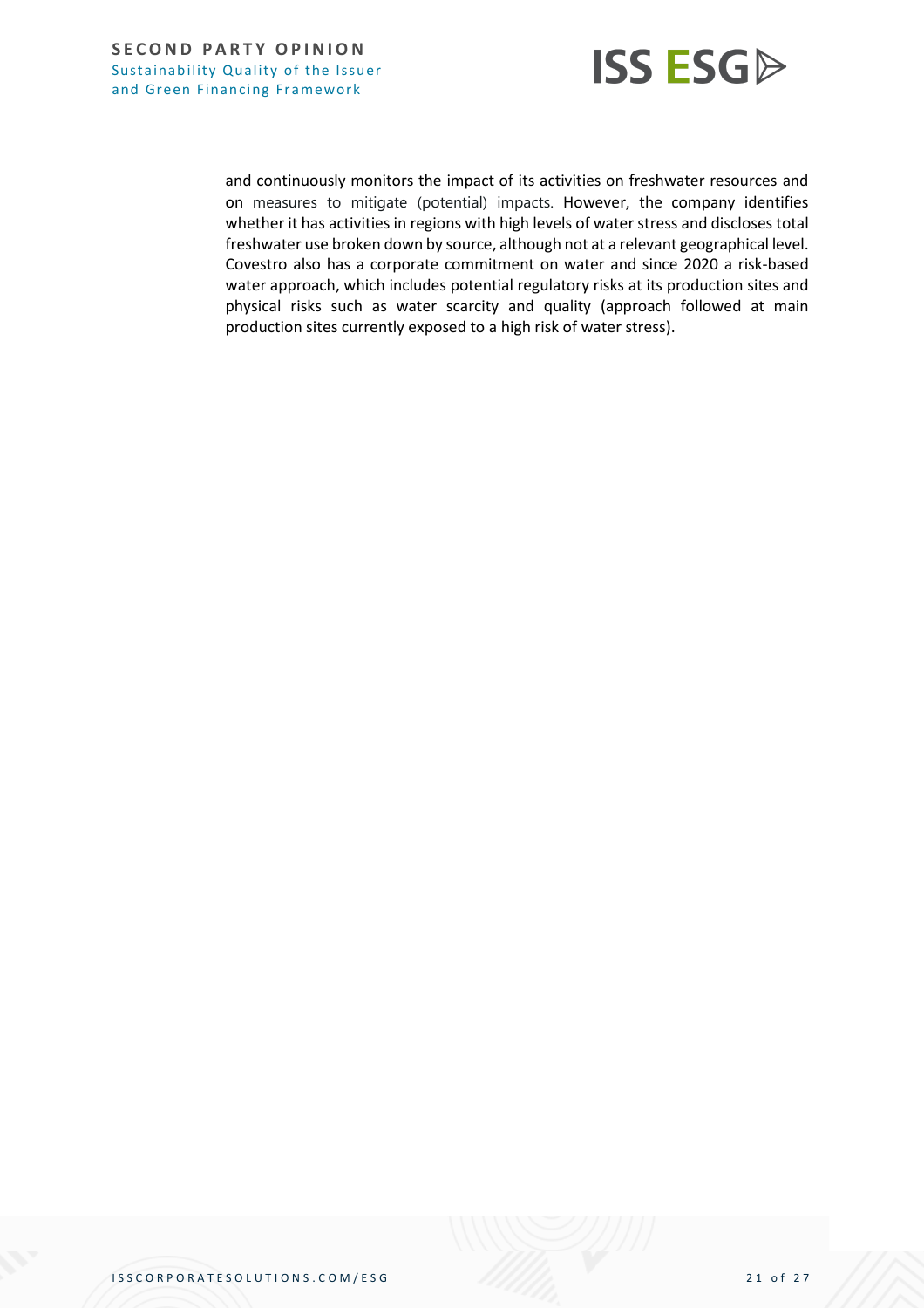and continuously monitors the impact of its activities on freshwater resources and on measures to mitigate (potential) impacts. However, the company identifies whether it has activities in regions with high levels of water stress and discloses total freshwater use broken down by source, although not at a relevant geographical level. Covestro also has a corporate commitment on water and since 2020 a risk-based water approach, which includes potential regulatory risks at its production sites and physical risks such as water scarcity and quality (approach followed at main production sites currently exposed to a high risk of water stress).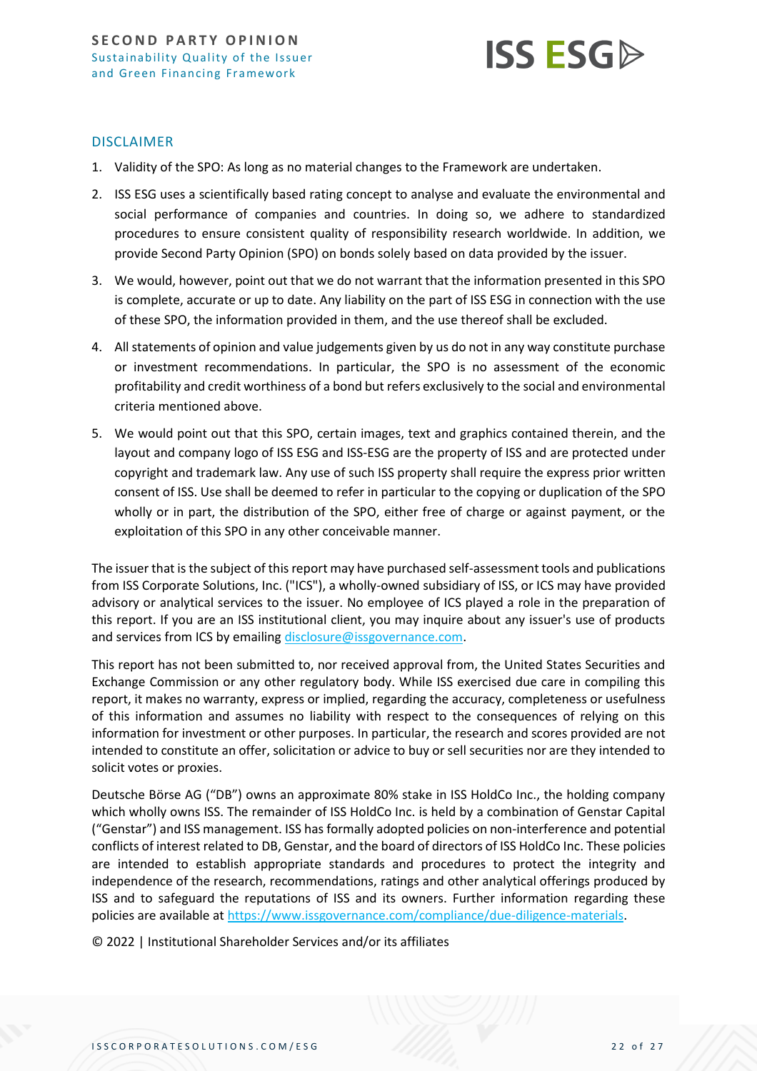## DISCLAIMER

1. Validity of the SPO: As long as no material changes to the Framework are undertaken.
2. ISS ESG uses a scientifically based rating concept to analyse and evaluate the environmental and social performance of companies and countries. In doing so, we adhere to standardized procedures to ensure consistent quality of responsibility research worldwide. In addition, we provide Second Party Opinion (SPO) on bonds solely based on data provided by the issuer.
3. We would, however, point out that we do not warrant that the information presented in this SPO is complete, accurate or up to date. Any liability on the part of ISS ESG in connection with the use of these SPO, the information provided in them, and the use thereof shall be excluded.
4. All statements of opinion and value judgements given by us do not in any way constitute purchase or investment recommendations. In particular, the SPO is no assessment of the economic profitability and credit worthiness of a bond but refers exclusively to the social and environmental criteria mentioned above.
5. We would point out that this SPO, certain images, text and graphics contained therein, and the layout and company logo of ISS ESG and ISS-ESG are the property of ISS and are protected under copyright and trademark law. Any use of such ISS property shall require the express prior written consent of ISS. Use shall be deemed to refer in particular to the copying or duplication of the SPO wholly or in part, the distribution of the SPO, either free of charge or against payment, or the exploitation of this SPO in any other conceivable manner.

The issuer that is the subject of this report may have purchased self-assessment tools and publications from ISS Corporate Solutions, Inc. ("ICS"), a wholly-owned subsidiary of ISS, or ICS may have provided advisory or analytical services to the issuer. No employee of ICS played a role in the preparation of this report. If you are an ISS institutional client, you may inquire about any issuer's use of products and services from ICS by emailing disclosure@issgovernance.com.

This report has not been submitted to, nor received approval from, the United States Securities and Exchange Commission or any other regulatory body. While ISS exercised due care in compiling this report, it makes no warranty, express or implied, regarding the accuracy, completeness or usefulness of this information and assumes no liability with respect to the consequences of relying on this information for investment or other purposes. In particular, the research and scores provided are not intended to constitute an offer, solicitation or advice to buy or sell securities nor are they intended to solicit votes or proxies.

Deutsche Börse AG ("DB") owns an approximate 80% stake in ISS HoldCo Inc., the holding company which wholly owns ISS. The remainder of ISS HoldCo Inc. is held by a combination of Genstar Capital ("Genstar") and ISS management. ISS has formally adopted policies on non-interference and potential conflicts of interest related to DB, Genstar, and the board of directors of ISS HoldCo Inc. These policies are intended to establish appropriate standards and procedures to protect the integrity and independence of the research, recommendations, ratings and other analytical offerings produced by ISS and to safeguard the reputations of ISS and its owners. Further information regarding these policies are available at https://www.issgovernance.com/compliance/due-diligence-materials.

© 2022 | Institutional Shareholder Services and/or its affiliates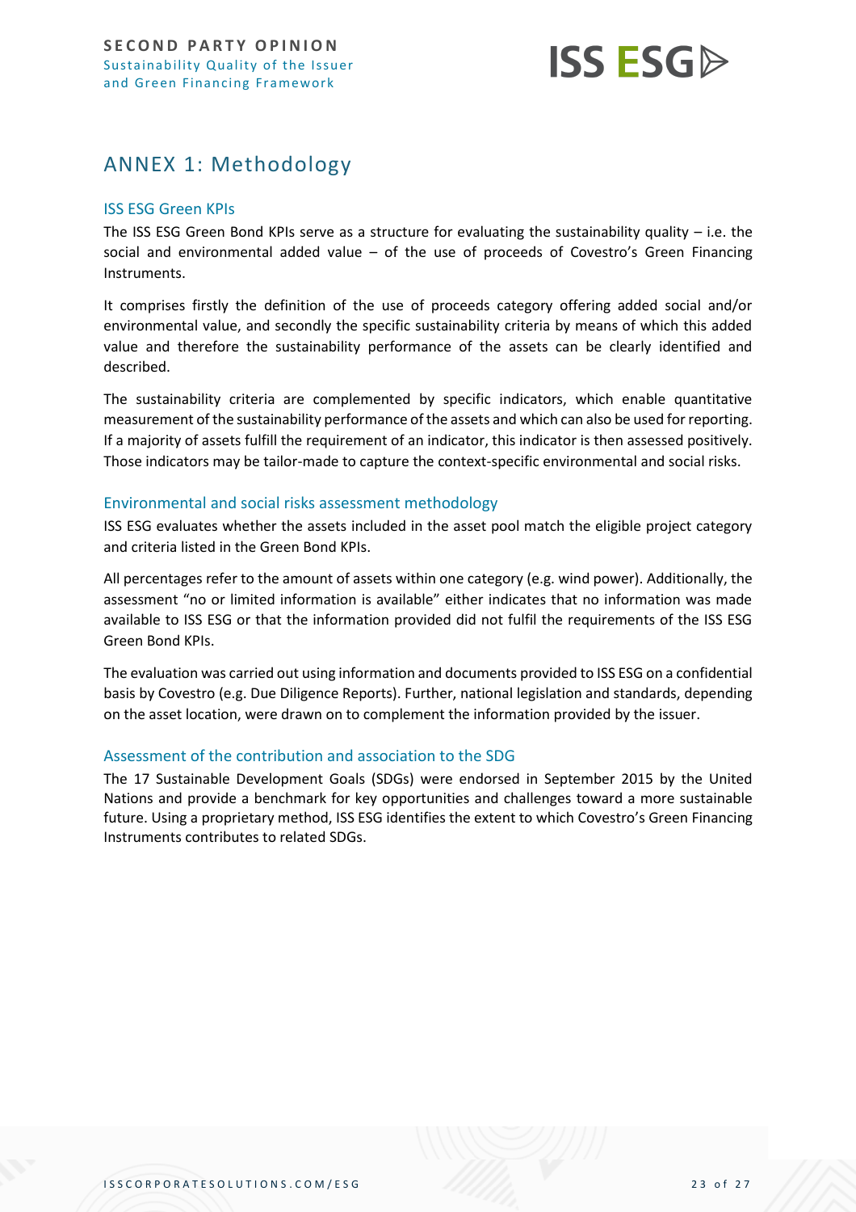## ANNEX 1: Methodology

### ISS ESG Green KPIs

The ISS ESG Green Bond KPIs serve as a structure for evaluating the sustainability quality – i.e. the social and environmental added value – of the use of proceeds of Covestro's Green Financing Instruments.

It comprises firstly the definition of the use of proceeds category offering added social and/or environmental value, and secondly the specific sustainability criteria by means of which this added value and therefore the sustainability performance of the assets can be clearly identified and described.

The sustainability criteria are complemented by specific indicators, which enable quantitative measurement of the sustainability performance of the assets and which can also be used for reporting. If a majority of assets fulfill the requirement of an indicator, this indicator is then assessed positively. Those indicators may be tailor-made to capture the context-specific environmental and social risks.

### Environmental and social risks assessment methodology

ISS ESG evaluates whether the assets included in the asset pool match the eligible project category and criteria listed in the Green Bond KPIs.

All percentages refer to the amount of assets within one category (e.g. wind power). Additionally, the assessment "no or limited information is available" either indicates that no information was made available to ISS ESG or that the information provided did not fulfil the requirements of the ISS ESG Green Bond KPIs.

The evaluation was carried out using information and documents provided to ISS ESG on a confidential basis by Covestro (e.g. Due Diligence Reports). Further, national legislation and standards, depending on the asset location, were drawn on to complement the information provided by the issuer.

### Assessment of the contribution and association to the SDG

The 17 Sustainable Development Goals (SDGs) were endorsed in September 2015 by the United Nations and provide a benchmark for key opportunities and challenges toward a more sustainable future. Using a proprietary method, ISS ESG identifies the extent to which Covestro's Green Financing Instruments contributes to related SDGs.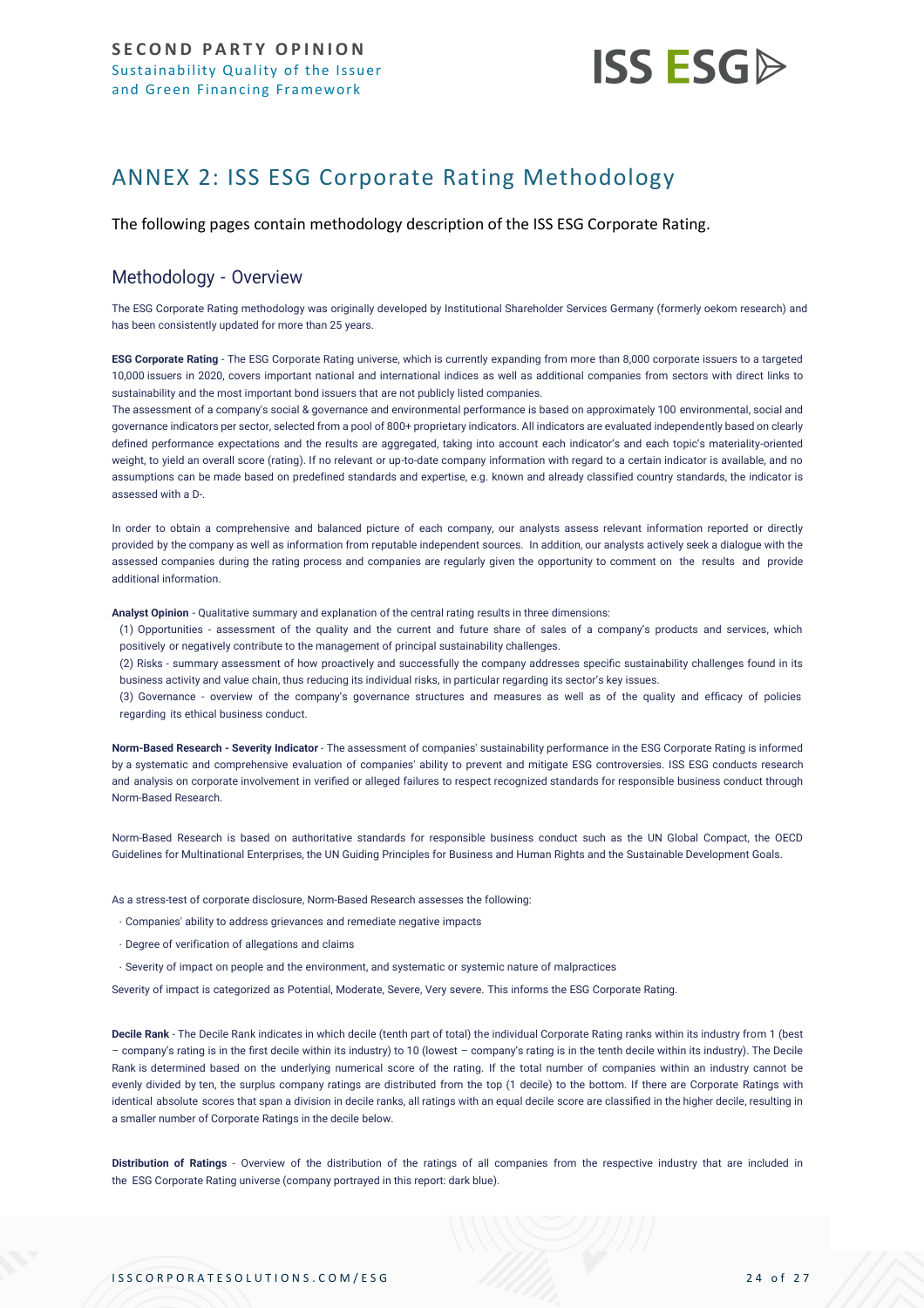# ANNEX 2: ISS ESG Corporate Rating Methodology

The following pages contain methodology description of the ISS ESG Corporate Rating.

## Methodology - Overview

The ESG Corporate Rating methodology was originally developed by Institutional Shareholder Services Germany (formerly oekom research) and has been consistently updated for more than 25 years.

**ESG Corporate Rating** - The ESG Corporate Rating universe, which is currently expanding from more than 8,000 corporate issuers to a targeted 10,000 issuers in 2020, covers important national and international indices as well as additional companies from sectors with direct links to sustainability and the most important bond issuers that are not publicly listed companies.
The assessment of a company's social & governance and environmental performance is based on approximately 100 environmental, social and governance indicators per sector, selected from a pool of 800+ proprietary indicators. All indicators are evaluated independently based on clearly defined performance expectations and the results are aggregated, taking into account each indicator's and each topic's materiality-oriented weight, to yield an overall score (rating). If no relevant or up-to-date company information with regard to a certain indicator is available, and no assumptions can be made based on predefined standards and expertise, e.g. known and already classified country standards, the indicator is assessed with a D-.

In order to obtain a comprehensive and balanced picture of each company, our analysts assess relevant information reported or directly provided by the company as well as information from reputable independent sources. In addition, our analysts actively seek a dialogue with the assessed companies during the rating process and companies are regularly given the opportunity to comment on the results and provide additional information.

**Analyst Opinion** - Qualitative summary and explanation of the central rating results in three dimensions:

(1) Opportunities - assessment of the quality and the current and future share of sales of a company's products and services, which positively or negatively contribute to the management of principal sustainability challenges.

(2) Risks - summary assessment of how proactively and successfully the company addresses specific sustainability challenges found in its business activity and value chain, thus reducing its individual risks, in particular regarding its sector's key issues.

(3) Governance - overview of the company's governance structures and measures as well as of the quality and efficacy of policies regarding its ethical business conduct.

**Norm-Based Research - Severity Indicator** - The assessment of companies' sustainability performance in the ESG Corporate Rating is informed by a systematic and comprehensive evaluation of companies' ability to prevent and mitigate ESG controversies. ISS ESG conducts research and analysis on corporate involvement in verified or alleged failures to respect recognized standards for responsible business conduct through Norm-Based Research.

Norm-Based Research is based on authoritative standards for responsible business conduct such as the UN Global Compact, the OECD Guidelines for Multinational Enterprises, the UN Guiding Principles for Business and Human Rights and the Sustainable Development Goals.

As a stress-test of corporate disclosure, Norm-Based Research assesses the following:

- Companies' ability to address grievances and remediate negative impacts
- Degree of verification of allegations and claims
- Severity of impact on people and the environment, and systematic or systemic nature of malpractices

Severity of impact is categorized as Potential, Moderate, Severe, Very severe. This informs the ESG Corporate Rating.

**Decile Rank** - The Decile Rank indicates in which decile (tenth part of total) the individual Corporate Rating ranks within its industry from 1 (best – company's rating is in the first decile within its industry) to 10 (lowest – company's rating is in the tenth decile within its industry). The Decile Rank is determined based on the underlying numerical score of the rating. If the total number of companies within an industry cannot be evenly divided by ten, the surplus company ratings are distributed from the top (1 decile) to the bottom. If there are Corporate Ratings with identical absolute scores that span a division in decile ranks, all ratings with an equal decile score are classified in the higher decile, resulting in a smaller number of Corporate Ratings in the decile below.

**Distribution of Ratings** - Overview of the distribution of the ratings of all companies from the respective industry that are included in the ESG Corporate Rating universe (company portrayed in this report: dark blue).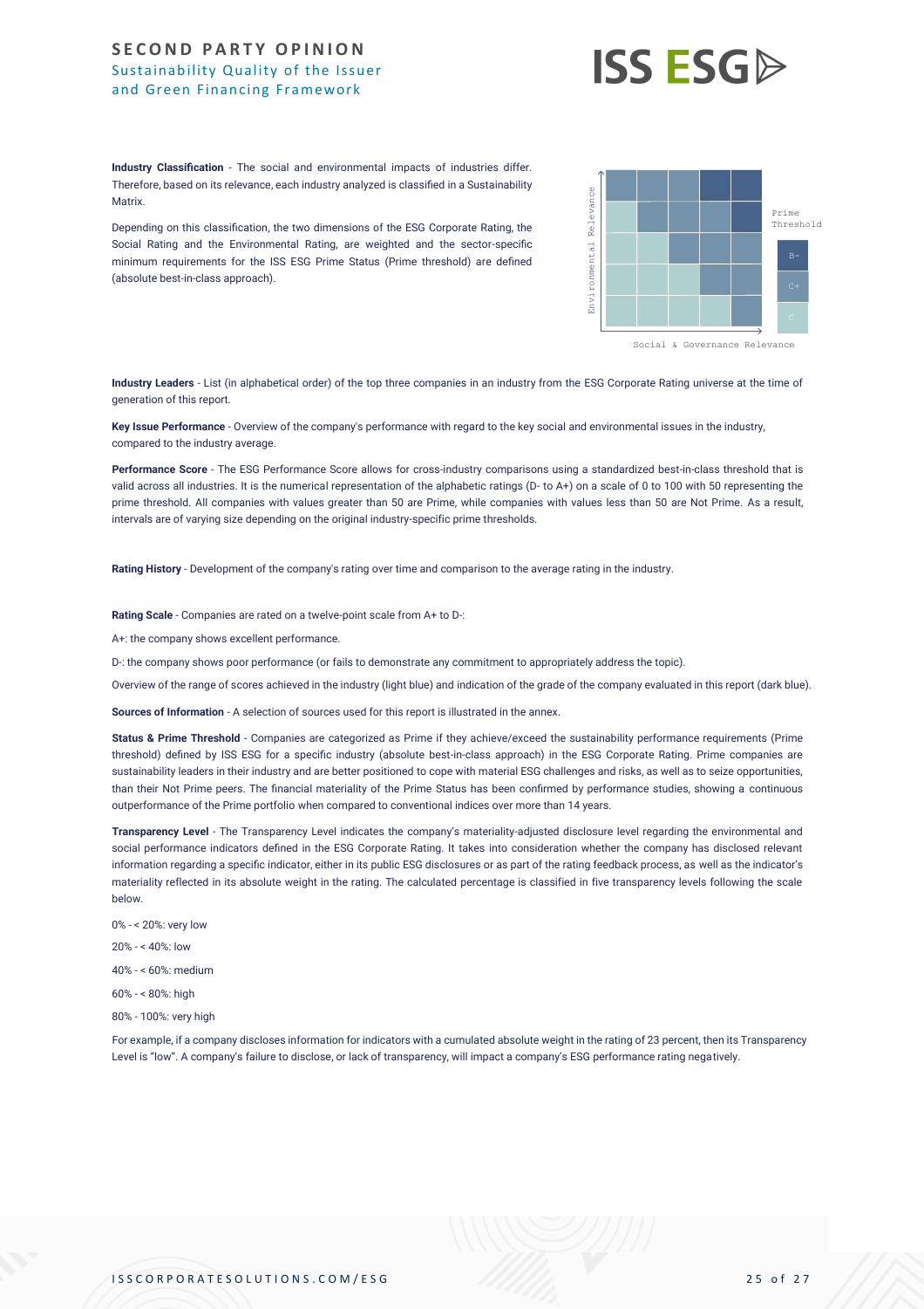**Industry Classification** - The social and environmental impacts of industries differ. Therefore, based on its relevance, each industry analyzed is classified in a Sustainability Matrix.

Depending on this classification, the two dimensions of the ESG Corporate Rating, the Social Rating and the Environmental Rating, are weighted and the sector-specific minimum requirements for the ISS ESG Prime Status (Prime threshold) are defined (absolute best-in-class approach).

**Industry Leaders** - List (in alphabetical order) of the top three companies in an industry from the ESG Corporate Rating universe at the time of generation of this report.

**Key Issue Performance** - Overview of the company's performance with regard to the key social and environmental issues in the industry, compared to the industry average.

**Performance Score** - The ESG Performance Score allows for cross-industry comparisons using a standardized best-in-class threshold that is valid across all industries. It is the numerical representation of the alphabetic ratings (D- to A+) on a scale of 0 to 100 with 50 representing the prime threshold. All companies with values greater than 50 are Prime, while companies with values less than 50 are Not Prime. As a result, intervals are of varying size depending on the original industry-specific prime thresholds.

**Rating History** - Development of the company's rating over time and comparison to the average rating in the industry.

**Rating Scale** - Companies are rated on a twelve-point scale from A+ to D-:

A+: the company shows excellent performance.

D-: the company shows poor performance (or fails to demonstrate any commitment to appropriately address the topic).

Overview of the range of scores achieved in the industry (light blue) and indication of the grade of the company evaluated in this report (dark blue).

**Sources of Information** - A selection of sources used for this report is illustrated in the annex.

**Status & Prime Threshold** - Companies are categorized as Prime if they achieve/exceed the sustainability performance requirements (Prime threshold) defined by ISS ESG for a specific industry (absolute best-in-class approach) in the ESG Corporate Rating. Prime companies are sustainability leaders in their industry and are better positioned to cope with material ESG challenges and risks, as well as to seize opportunities, than their Not Prime peers. The financial materiality of the Prime Status has been confirmed by performance studies, showing a continuous outperformance of the Prime portfolio when compared to conventional indices over more than 14 years.

**Transparency Level** - The Transparency Level indicates the company's materiality-adjusted disclosure level regarding the environmental and social performance indicators defined in the ESG Corporate Rating. It takes into consideration whether the company has disclosed relevant information regarding a specific indicator, either in its public ESG disclosures or as part of the rating feedback process, as well as the indicator's materiality reflected in its absolute weight in the rating. The calculated percentage is classified in five transparency levels following the scale below.

0% - < 20%: very low

20% - < 40%: low

40% - < 60%: medium

60% - < 80%: high

80% - 100%: very high

For example, if a company discloses information for indicators with a cumulated absolute weight in the rating of 23 percent, then its Transparency Level is "low". A company's failure to disclose, or lack of transparency, will impact a company's ESG performance rating negatively.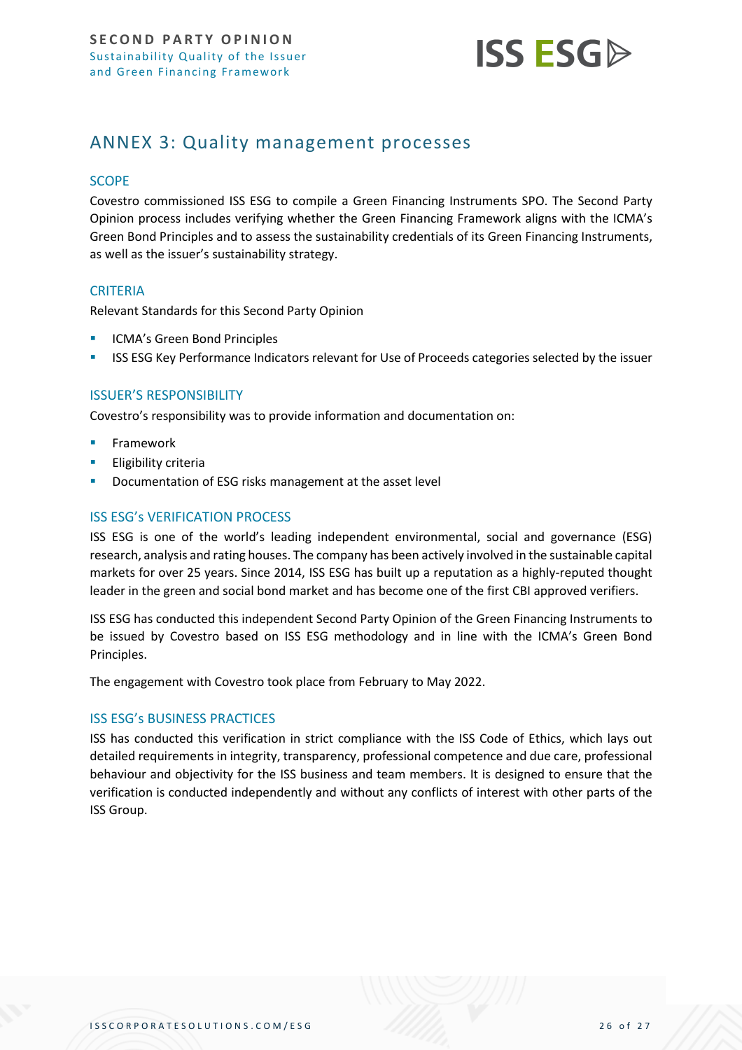## ANNEX 3: Quality management processes

### SCOPE

Covestro commissioned ISS ESG to compile a Green Financing Instruments SPO. The Second Party Opinion process includes verifying whether the Green Financing Framework aligns with the ICMA's Green Bond Principles and to assess the sustainability credentials of its Green Financing Instruments, as well as the issuer's sustainability strategy.

### CRITERIA

Relevant Standards for this Second Party Opinion

- ICMA's Green Bond Principles
- ISS ESG Key Performance Indicators relevant for Use of Proceeds categories selected by the issuer

### ISSUER'S RESPONSIBILITY

Covestro's responsibility was to provide information and documentation on:

- Framework
- Eligibility criteria
- Documentation of ESG risks management at the asset level

### ISS ESG's VERIFICATION PROCESS

ISS ESG is one of the world's leading independent environmental, social and governance (ESG) research, analysis and rating houses. The company has been actively involved in the sustainable capital markets for over 25 years. Since 2014, ISS ESG has built up a reputation as a highly-reputed thought leader in the green and social bond market and has become one of the first CBI approved verifiers.

ISS ESG has conducted this independent Second Party Opinion of the Green Financing Instruments to be issued by Covestro based on ISS ESG methodology and in line with the ICMA's Green Bond Principles.

The engagement with Covestro took place from February to May 2022.

### ISS ESG's BUSINESS PRACTICES

ISS has conducted this verification in strict compliance with the ISS Code of Ethics, which lays out detailed requirements in integrity, transparency, professional competence and due care, professional behaviour and objectivity for the ISS business and team members. It is designed to ensure that the verification is conducted independently and without any conflicts of interest with other parts of the ISS Group.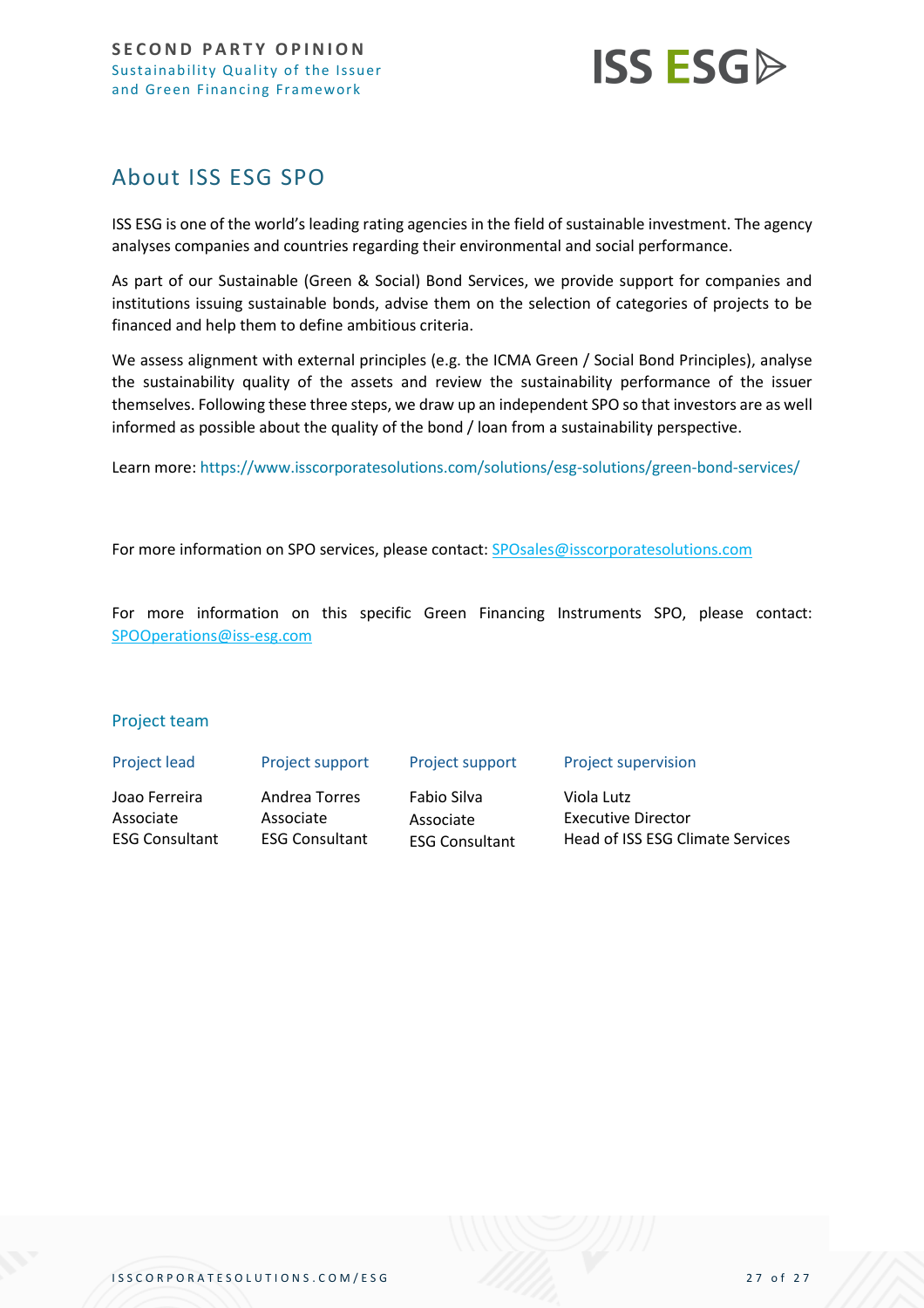## About ISS ESG SPO

ISS ESG is one of the world's leading rating agencies in the field of sustainable investment. The agency analyses companies and countries regarding their environmental and social performance.

As part of our Sustainable (Green & Social) Bond Services, we provide support for companies and institutions issuing sustainable bonds, advise them on the selection of categories of projects to be financed and help them to define ambitious criteria.

We assess alignment with external principles (e.g. the ICMA Green / Social Bond Principles), analyse the sustainability quality of the assets and review the sustainability performance of the issuer themselves. Following these three steps, we draw up an independent SPO so that investors are as well informed as possible about the quality of the bond / loan from a sustainability perspective.

Learn more: https://www.isscorporatesolutions.com/solutions/esg-solutions/green-bond-services/

For more information on SPO services, please contact: SPOsales@isscorporatesolutions.com

For more information on this specific Green Financing Instruments SPO, please contact: SPOOperations@iss-esg.com

### Project team

| Project lead | Project support | Project support | Project supervision |
|---|---|---|---|
| Joao Ferreira<br>Associate<br>ESG Consultant | Andrea Torres<br>Associate<br>ESG Consultant | Fabio Silva<br>Associate<br>ESG Consultant | Viola Lutz<br>Executive Director<br>Head of ISS ESG Climate Services |